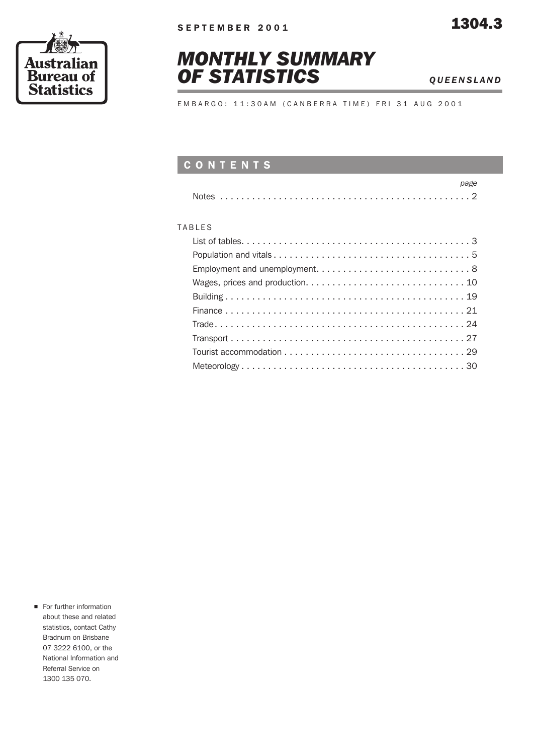Australian Bureau of Statistics

SEPTEMBER 2001

1304.3

# MONTHLY SUMMARY OF STATISTICS

*QUEENSLAND*

EMBARGO: 11:30AM (CANBERRA TIME) FRI 31 AUG 2001

## CONTENTS

| | page |
|---|---|
| Notes | 2 |

TABLES

| | |
|---|---|
| List of tables | 3 |
| Population and vitals | 5 |
| Employment and unemployment | 8 |
| Wages, prices and production | 10 |
| Building | 19 |
| Finance | 21 |
| Trade | 24 |
| Transport | 27 |
| Tourist accommodation | 29 |
| Meteorology | 30 |

- For further information about these and related statistics, contact Cathy Bradnum on Brisbane 07 3222 6100, or the National Information and Referral Service on 1300 135 070.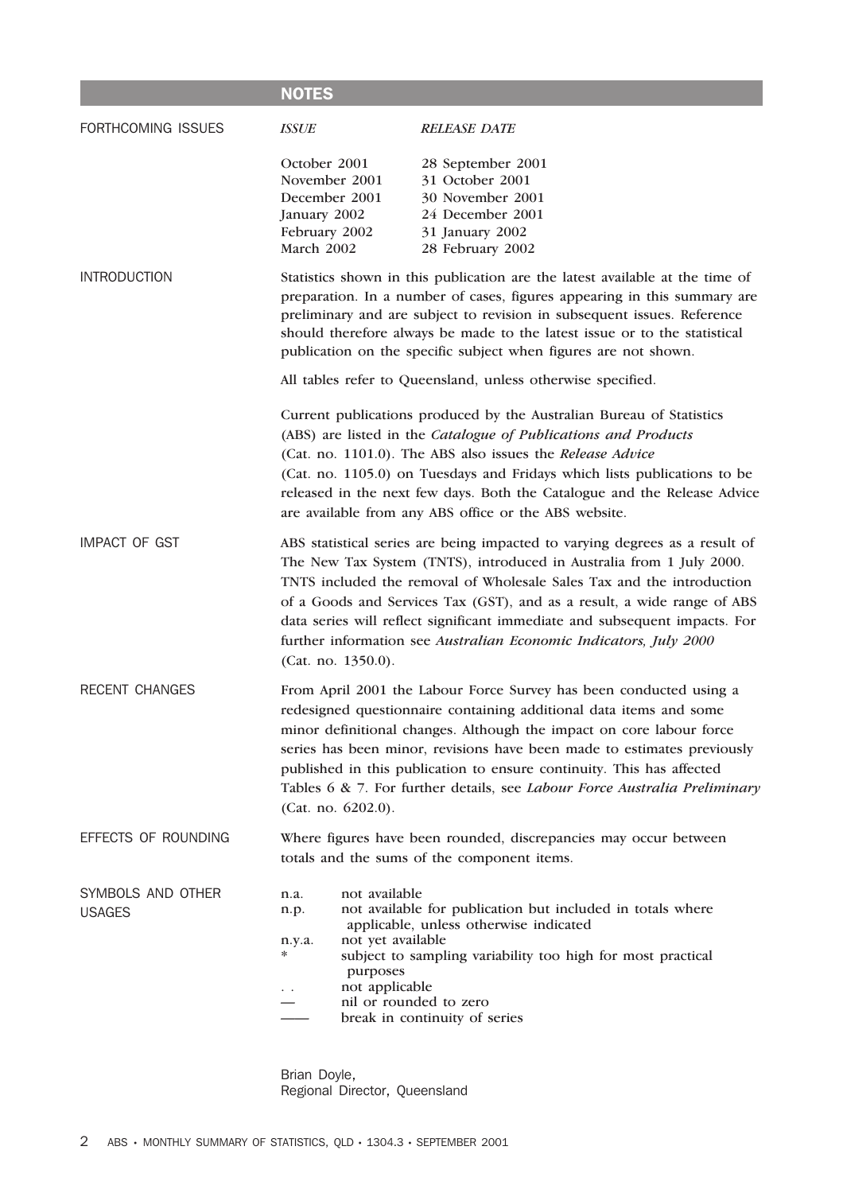## NOTES

### FORTHCOMING ISSUES

| *ISSUE* | *RELEASE DATE* |
| --- | --- |
| October 2001 | 28 September 2001 |
| November 2001 | 31 October 2001 |
| December 2001 | 30 November 2001 |
| January 2002 | 24 December 2001 |
| February 2002 | 31 January 2002 |
| March 2002 | 28 February 2002 |

### INTRODUCTION

Statistics shown in this publication are the latest available at the time of preparation. In a number of cases, figures appearing in this summary are preliminary and are subject to revision in subsequent issues. Reference should therefore always be made to the latest issue or to the statistical publication on the specific subject when figures are not shown.

All tables refer to Queensland, unless otherwise specified.

Current publications produced by the Australian Bureau of Statistics (ABS) are listed in the *Catalogue of Publications and Products* (Cat. no. 1101.0). The ABS also issues the *Release Advice* (Cat. no. 1105.0) on Tuesdays and Fridays which lists publications to be released in the next few days. Both the Catalogue and the Release Advice are available from any ABS office or the ABS website.

### IMPACT OF GST

ABS statistical series are being impacted to varying degrees as a result of The New Tax System (TNTS), introduced in Australia from 1 July 2000. TNTS included the removal of Wholesale Sales Tax and the introduction of a Goods and Services Tax (GST), and as a result, a wide range of ABS data series will reflect significant immediate and subsequent impacts. For further information see *Australian Economic Indicators, July 2000* (Cat. no. 1350.0).

### RECENT CHANGES

From April 2001 the Labour Force Survey has been conducted using a redesigned questionnaire containing additional data items and some minor definitional changes. Although the impact on core labour force series has been minor, revisions have been made to estimates previously published in this publication to ensure continuity. This has affected Tables 6 & 7. For further details, see *Labour Force Australia Preliminary* (Cat. no. 6202.0).

### EFFECTS OF ROUNDING

Where figures have been rounded, discrepancies may occur between totals and the sums of the component items.

### SYMBOLS AND OTHER USAGES

| | |
| --- | --- |
| n.a. | not available |
| n.p. | not available for publication but included in totals where applicable, unless otherwise indicated |
| n.y.a. | not yet available |
| * | subject to sampling variability too high for most practical purposes |
| . . | not applicable |
| — | nil or rounded to zero |
| —— | break in continuity of series |

Brian Doyle,
Regional Director, Queensland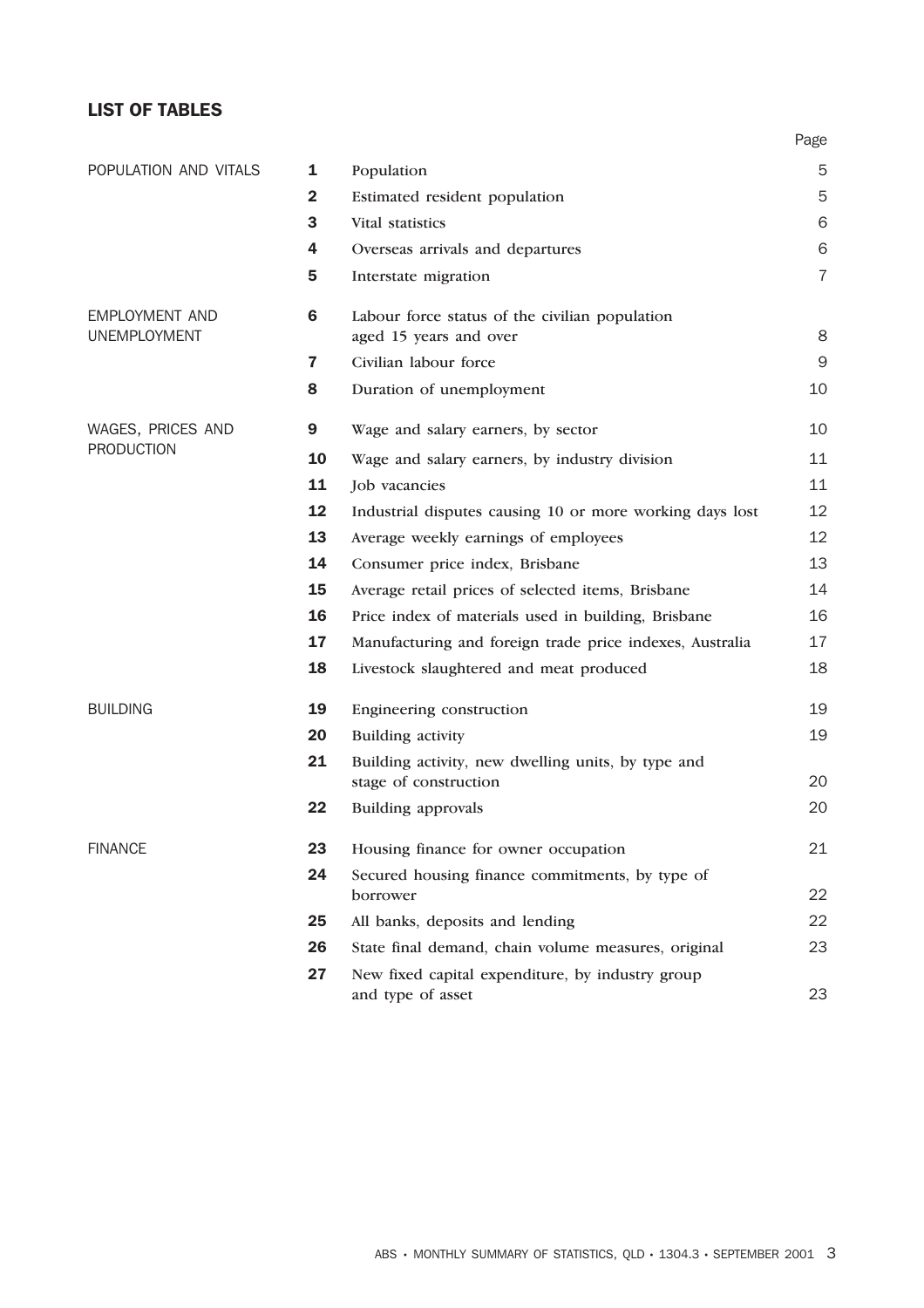## LIST OF TABLES

| Section | No. | Table | Page |
|---|---|---|---|
| POPULATION AND VITALS | **1** | Population | 5 |
| | **2** | Estimated resident population | 5 |
| | **3** | Vital statistics | 6 |
| | **4** | Overseas arrivals and departures | 6 |
| | **5** | Interstate migration | 7 |
| EMPLOYMENT AND UNEMPLOYMENT | **6** | Labour force status of the civilian population aged 15 years and over | 8 |
| | **7** | Civilian labour force | 9 |
| | **8** | Duration of unemployment | 10 |
| WAGES, PRICES AND PRODUCTION | **9** | Wage and salary earners, by sector | 10 |
| | **10** | Wage and salary earners, by industry division | 11 |
| | **11** | Job vacancies | 11 |
| | **12** | Industrial disputes causing 10 or more working days lost | 12 |
| | **13** | Average weekly earnings of employees | 12 |
| | **14** | Consumer price index, Brisbane | 13 |
| | **15** | Average retail prices of selected items, Brisbane | 14 |
| | **16** | Price index of materials used in building, Brisbane | 16 |
| | **17** | Manufacturing and foreign trade price indexes, Australia | 17 |
| | **18** | Livestock slaughtered and meat produced | 18 |
| BUILDING | **19** | Engineering construction | 19 |
| | **20** | Building activity | 19 |
| | **21** | Building activity, new dwelling units, by type and stage of construction | 20 |
| | **22** | Building approvals | 20 |
| FINANCE | **23** | Housing finance for owner occupation | 21 |
| | **24** | Secured housing finance commitments, by type of borrower | 22 |
| | **25** | All banks, deposits and lending | 22 |
| | **26** | State final demand, chain volume measures, original | 23 |
| | **27** | New fixed capital expenditure, by industry group and type of asset | 23 |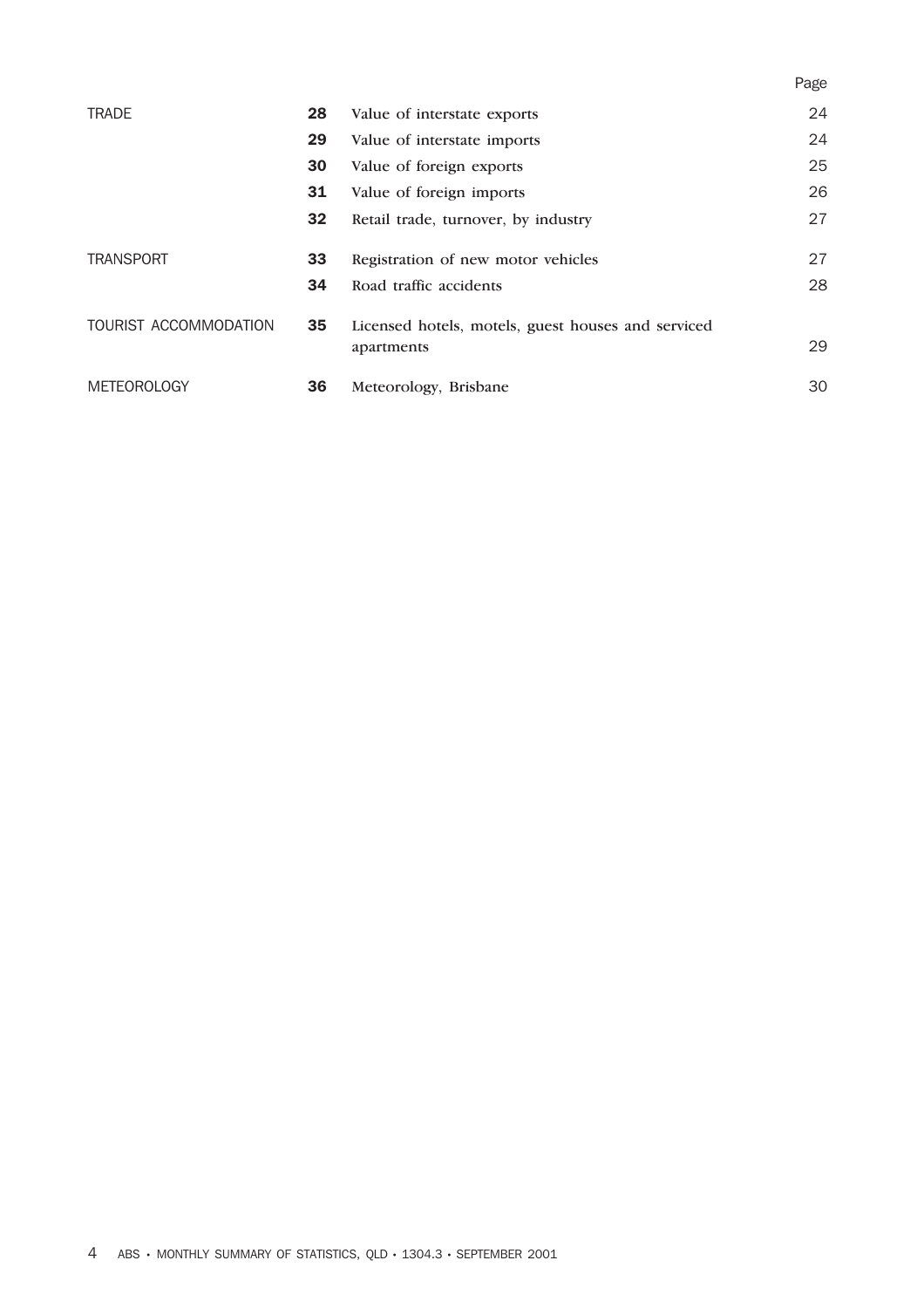| | | | Page |
|---|---|---|---|
| TRADE | **28** | Value of interstate exports | 24 |
| | **29** | Value of interstate imports | 24 |
| | **30** | Value of foreign exports | 25 |
| | **31** | Value of foreign imports | 26 |
| | **32** | Retail trade, turnover, by industry | 27 |
| TRANSPORT | **33** | Registration of new motor vehicles | 27 |
| | **34** | Road traffic accidents | 28 |
| TOURIST ACCOMMODATION | **35** | Licensed hotels, motels, guest houses and serviced apartments | 29 |
| METEOROLOGY | **36** | Meteorology, Brisbane | 30 |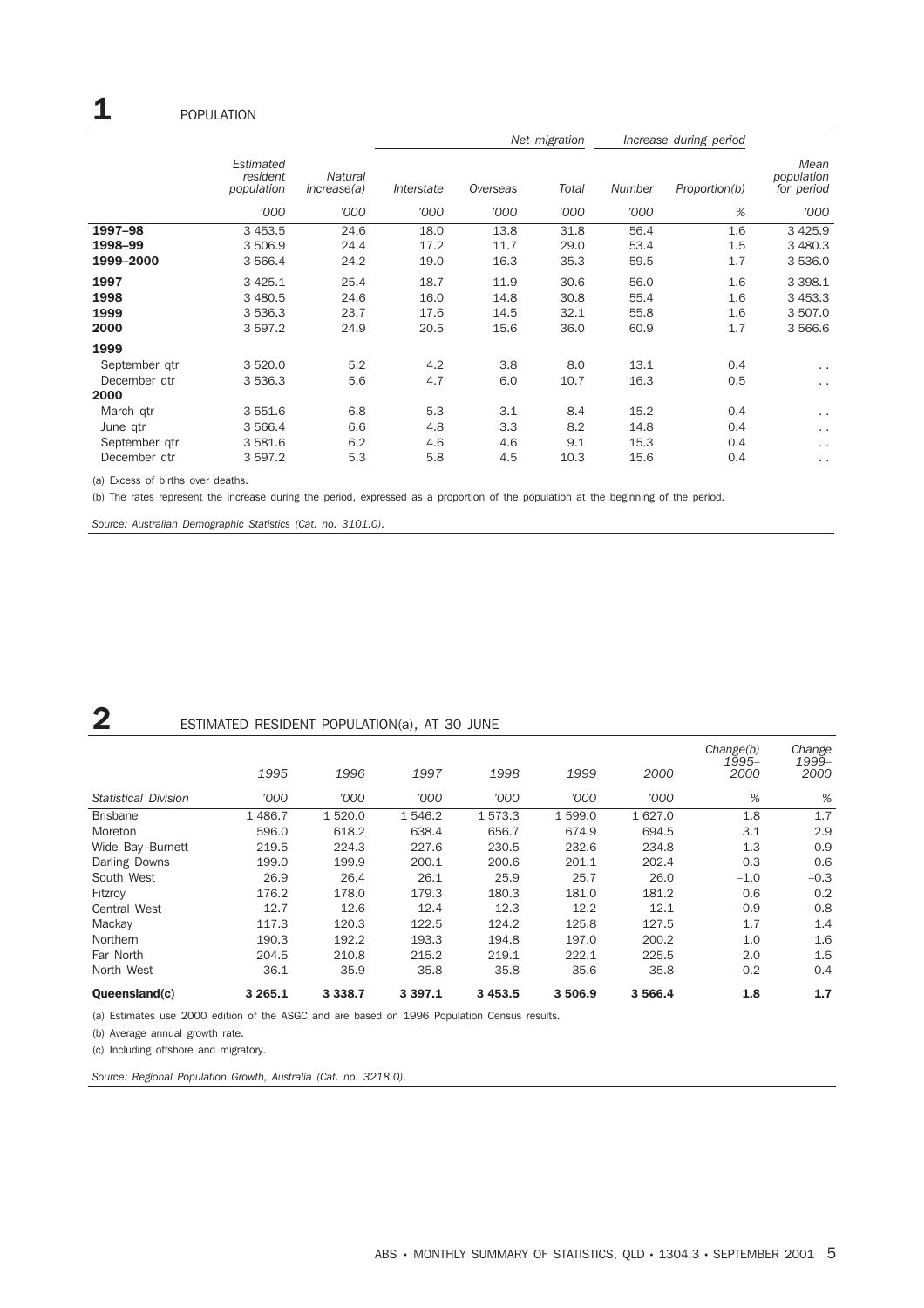## 1 POPULATION

| | Estimated resident population | Natural increase(a) | Net migration | | | Increase during period | | Mean population for period |
|---|---|---|---|---|---|---|---|---|
| | | | Interstate | Overseas | Total | Number | Proportion(b) | |
| | '000 | '000 | '000 | '000 | '000 | '000 | % | '000 |
| **1997–98** | 3 453.5 | 24.6 | 18.0 | 13.8 | 31.8 | 56.4 | 1.6 | 3 425.9 |
| **1998–99** | 3 506.9 | 24.4 | 17.2 | 11.7 | 29.0 | 53.4 | 1.5 | 3 480.3 |
| **1999–2000** | 3 566.4 | 24.2 | 19.0 | 16.3 | 35.3 | 59.5 | 1.7 | 3 536.0 |
| **1997** | 3 425.1 | 25.4 | 18.7 | 11.9 | 30.6 | 56.0 | 1.6 | 3 398.1 |
| **1998** | 3 480.5 | 24.6 | 16.0 | 14.8 | 30.8 | 55.4 | 1.6 | 3 453.3 |
| **1999** | 3 536.3 | 23.7 | 17.6 | 14.5 | 32.1 | 55.8 | 1.6 | 3 507.0 |
| **2000** | 3 597.2 | 24.9 | 20.5 | 15.6 | 36.0 | 60.9 | 1.7 | 3 566.6 |
| **1999** | | | | | | | | |
| September qtr | 3 520.0 | 5.2 | 4.2 | 3.8 | 8.0 | 13.1 | 0.4 | . . |
| December qtr | 3 536.3 | 5.6 | 4.7 | 6.0 | 10.7 | 16.3 | 0.5 | . . |
| **2000** | | | | | | | | |
| March qtr | 3 551.6 | 6.8 | 5.3 | 3.1 | 8.4 | 15.2 | 0.4 | . . |
| June qtr | 3 566.4 | 6.6 | 4.8 | 3.3 | 8.2 | 14.8 | 0.4 | . . |
| September qtr | 3 581.6 | 6.2 | 4.6 | 4.6 | 9.1 | 15.3 | 0.4 | . . |
| December qtr | 3 597.2 | 5.3 | 5.8 | 4.5 | 10.3 | 15.6 | 0.4 | . . |

(a) Excess of births over deaths.

(b) The rates represent the increase during the period, expressed as a proportion of the population at the beginning of the period.

*Source: Australian Demographic Statistics (Cat. no. 3101.0).*

## 2 ESTIMATED RESIDENT POPULATION(a), AT 30 JUNE

| | 1995 | 1996 | 1997 | 1998 | 1999 | 2000 | Change(b) 1995–2000 | Change 1999–2000 |
|---|---|---|---|---|---|---|---|---|
| *Statistical Division* | '000 | '000 | '000 | '000 | '000 | '000 | % | % |
| Brisbane | 1 486.7 | 1 520.0 | 1 546.2 | 1 573.3 | 1 599.0 | 1 627.0 | 1.8 | 1.7 |
| Moreton | 596.0 | 618.2 | 638.4 | 656.7 | 674.9 | 694.5 | 3.1 | 2.9 |
| Wide Bay–Burnett | 219.5 | 224.3 | 227.6 | 230.5 | 232.6 | 234.8 | 1.3 | 0.9 |
| Darling Downs | 199.0 | 199.9 | 200.1 | 200.6 | 201.1 | 202.4 | 0.3 | 0.6 |
| South West | 26.9 | 26.4 | 26.1 | 25.9 | 25.7 | 26.0 | −1.0 | −0.3 |
| Fitzroy | 176.2 | 178.0 | 179.3 | 180.3 | 181.0 | 181.2 | 0.6 | 0.2 |
| Central West | 12.7 | 12.6 | 12.4 | 12.3 | 12.2 | 12.1 | −0.9 | −0.8 |
| Mackay | 117.3 | 120.3 | 122.5 | 124.2 | 125.8 | 127.5 | 1.7 | 1.4 |
| Northern | 190.3 | 192.2 | 193.3 | 194.8 | 197.0 | 200.2 | 1.0 | 1.6 |
| Far North | 204.5 | 210.8 | 215.2 | 219.1 | 222.1 | 225.5 | 2.0 | 1.5 |
| North West | 36.1 | 35.9 | 35.8 | 35.8 | 35.6 | 35.8 | −0.2 | 0.4 |
| **Queensland(c)** | **3 265.1** | **3 338.7** | **3 397.1** | **3 453.5** | **3 506.9** | **3 566.4** | **1.8** | **1.7** |

(a) Estimates use 2000 edition of the ASGC and are based on 1996 Population Census results.

(b) Average annual growth rate.

(c) Including offshore and migratory.

*Source: Regional Population Growth, Australia (Cat. no. 3218.0).*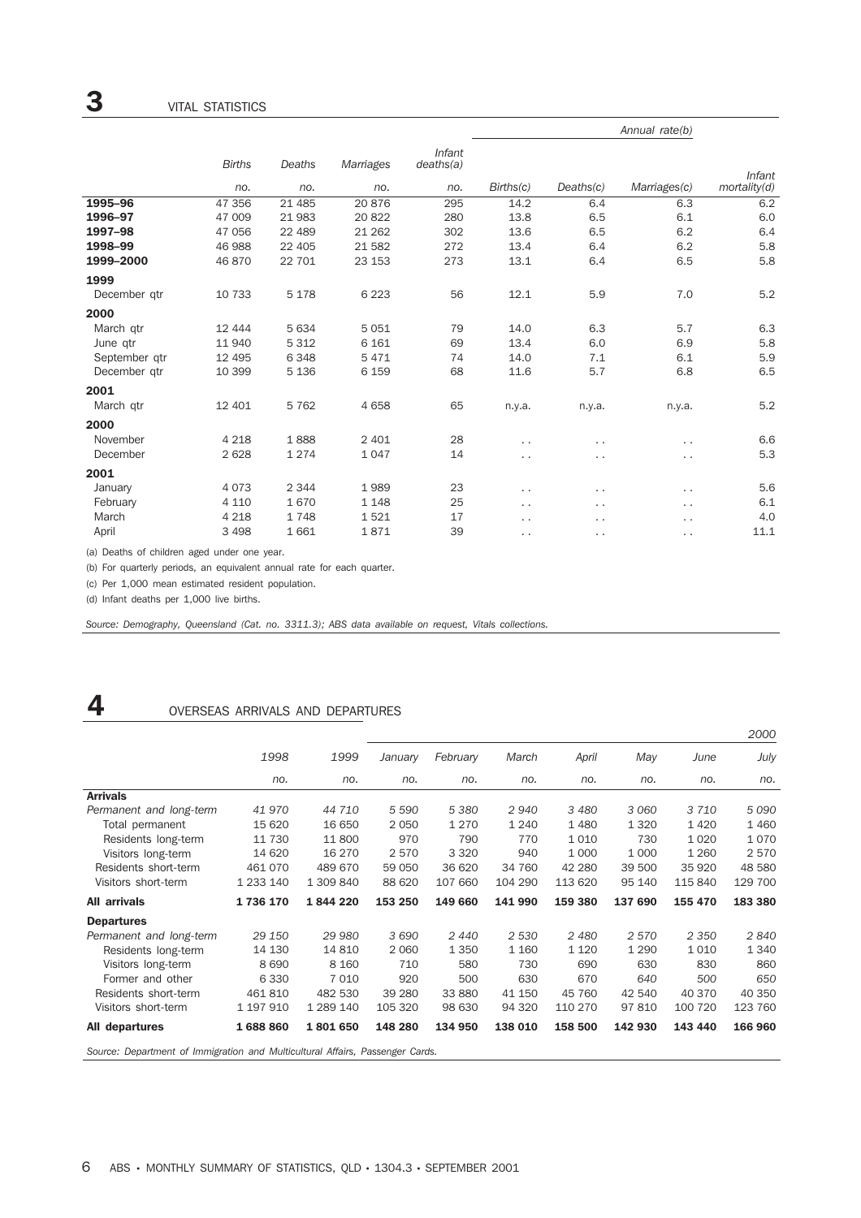## 3 VITAL STATISTICS

| | Births | Deaths | Marriages | Infant deaths(a) | Annual rate(b) | | | |
|---|---|---|---|---|---|---|---|---|
| | no. | no. | no. | no. | Births(c) | Deaths(c) | Marriages(c) | Infant mortality(d) |
| **1995–96** | 47 356 | 21 485 | 20 876 | 295 | 14.2 | 6.4 | 6.3 | 6.2 |
| **1996–97** | 47 009 | 21 983 | 20 822 | 280 | 13.8 | 6.5 | 6.1 | 6.0 |
| **1997–98** | 47 056 | 22 489 | 21 262 | 302 | 13.6 | 6.5 | 6.2 | 6.4 |
| **1998–99** | 46 988 | 22 405 | 21 582 | 272 | 13.4 | 6.4 | 6.2 | 5.8 |
| **1999–2000** | 46 870 | 22 701 | 23 153 | 273 | 13.1 | 6.4 | 6.5 | 5.8 |
| **1999** | | | | | | | | |
| December qtr | 10 733 | 5 178 | 6 223 | 56 | 12.1 | 5.9 | 7.0 | 5.2 |
| **2000** | | | | | | | | |
| March qtr | 12 444 | 5 634 | 5 051 | 79 | 14.0 | 6.3 | 5.7 | 6.3 |
| June qtr | 11 940 | 5 312 | 6 161 | 69 | 13.4 | 6.0 | 6.9 | 5.8 |
| September qtr | 12 495 | 6 348 | 5 471 | 74 | 14.0 | 7.1 | 6.1 | 5.9 |
| December qtr | 10 399 | 5 136 | 6 159 | 68 | 11.6 | 5.7 | 6.8 | 6.5 |
| **2001** | | | | | | | | |
| March qtr | 12 401 | 5 762 | 4 658 | 65 | n.y.a. | n.y.a. | n.y.a. | 5.2 |
| **2000** | | | | | | | | |
| November | 4 218 | 1 888 | 2 401 | 28 | . . | . . | . . | 6.6 |
| December | 2 628 | 1 274 | 1 047 | 14 | . . | . . | . . | 5.3 |
| **2001** | | | | | | | | |
| January | 4 073 | 2 344 | 1 989 | 23 | . . | . . | . . | 5.6 |
| February | 4 110 | 1 670 | 1 148 | 25 | . . | . . | . . | 6.1 |
| March | 4 218 | 1 748 | 1 521 | 17 | . . | . . | . . | 4.0 |
| April | 3 498 | 1 661 | 1 871 | 39 | . . | . . | . . | 11.1 |

(a) Deaths of children aged under one year.

(b) For quarterly periods, an equivalent annual rate for each quarter.

(c) Per 1,000 mean estimated resident population.

(d) Infant deaths per 1,000 live births.

*Source: Demography, Queensland (Cat. no. 3311.3); ABS data available on request, Vitals collections.*

## 4 OVERSEAS ARRIVALS AND DEPARTURES

| | 1998 | 1999 | 2000 | | | | | | |
|---|---|---|---|---|---|---|---|---|---|
| | | | January | February | March | April | May | June | July |
| | no. | no. | no. | no. | no. | no. | no. | no. | no. |
| **Arrivals** | | | | | | | | | |
| *Permanent and long-term* | *41 970* | *44 710* | *5 590* | *5 380* | *2 940* | *3 480* | *3 060* | *3 710* | *5 090* |
| Total permanent | 15 620 | 16 650 | 2 050 | 1 270 | 1 240 | 1 480 | 1 320 | 1 420 | 1 460 |
| Residents long-term | 11 730 | 11 800 | 970 | 790 | 770 | 1 010 | 730 | 1 020 | 1 070 |
| Visitors long-term | 14 620 | 16 270 | 2 570 | 3 320 | 940 | 1 000 | 1 000 | 1 260 | 2 570 |
| Residents short-term | 461 070 | 489 670 | 59 050 | 36 620 | 34 760 | 42 280 | 39 500 | 35 920 | 48 580 |
| Visitors short-term | 1 233 140 | 1 309 840 | 88 620 | 107 660 | 104 290 | 113 620 | 95 140 | 115 840 | 129 700 |
| **All arrivals** | **1 736 170** | **1 844 220** | **153 250** | **149 660** | **141 990** | **159 380** | **137 690** | **155 470** | **183 380** |
| **Departures** | | | | | | | | | |
| *Permanent and long-term* | *29 150* | *29 980* | *3 690* | *2 440* | *2 530* | *2 480* | *2 570* | *2 350* | *2 840* |
| Residents long-term | 14 130 | 14 810 | 2 060 | 1 350 | 1 160 | 1 120 | 1 290 | 1 010 | 1 340 |
| Visitors long-term | 8 690 | 8 160 | 710 | 580 | 730 | 690 | 630 | 830 | 860 |
| Former and other | 6 330 | 7 010 | 920 | 500 | 630 | 670 | 640 | 500 | 650 |
| Residents short-term | 461 810 | 482 530 | 39 280 | 33 880 | 41 150 | 45 760 | 42 540 | 40 370 | 40 350 |
| Visitors short-term | 1 197 910 | 1 289 140 | 105 320 | 98 630 | 94 320 | 110 270 | 97 810 | 100 720 | 123 760 |
| **All departures** | **1 688 860** | **1 801 650** | **148 280** | **134 950** | **138 010** | **158 500** | **142 930** | **143 440** | **166 960** |

*Source: Department of Immigration and Multicultural Affairs, Passenger Cards.*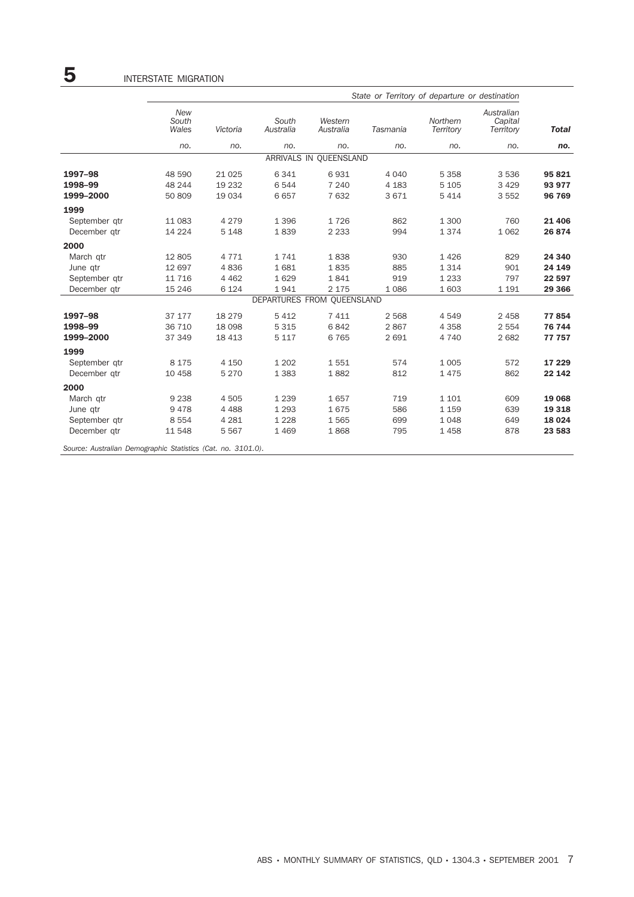# 5 INTERSTATE MIGRATION

| | *State or Territory of departure or destination* | | | | | | | |
|---|---|---|---|---|---|---|---|---|
| | *New South Wales* | *Victoria* | *South Australia* | *Western Australia* | *Tasmania* | *Northern Territory* | *Australian Capital Territory* | ***Total*** |
| | *no.* | *no.* | *no.* | *no.* | *no.* | *no.* | *no.* | ***no.*** |
| | | | | ARRIVALS IN QUEENSLAND | | | | |
| **1997–98** | 48 590 | 21 025 | 6 341 | 6 931 | 4 040 | 5 358 | 3 536 | **95 821** |
| **1998–99** | 48 244 | 19 232 | 6 544 | 7 240 | 4 183 | 5 105 | 3 429 | **93 977** |
| **1999–2000** | 50 809 | 19 034 | 6 657 | 7 632 | 3 671 | 5 414 | 3 552 | **96 769** |
| **1999** | | | | | | | | |
| September qtr | 11 083 | 4 279 | 1 396 | 1 726 | 862 | 1 300 | 760 | **21 406** |
| December qtr | 14 224 | 5 148 | 1 839 | 2 233 | 994 | 1 374 | 1 062 | **26 874** |
| **2000** | | | | | | | | |
| March qtr | 12 805 | 4 771 | 1 741 | 1 838 | 930 | 1 426 | 829 | **24 340** |
| June qtr | 12 697 | 4 836 | 1 681 | 1 835 | 885 | 1 314 | 901 | **24 149** |
| September qtr | 11 716 | 4 462 | 1 629 | 1 841 | 919 | 1 233 | 797 | **22 597** |
| December qtr | 15 246 | 6 124 | 1 941 | 2 175 | 1 086 | 1 603 | 1 191 | **29 366** |
| | | | | DEPARTURES FROM QUEENSLAND | | | | |
| **1997–98** | 37 177 | 18 279 | 5 412 | 7 411 | 2 568 | 4 549 | 2 458 | **77 854** |
| **1998–99** | 36 710 | 18 098 | 5 315 | 6 842 | 2 867 | 4 358 | 2 554 | **76 744** |
| **1999–2000** | 37 349 | 18 413 | 5 117 | 6 765 | 2 691 | 4 740 | 2 682 | **77 757** |
| **1999** | | | | | | | | |
| September qtr | 8 175 | 4 150 | 1 202 | 1 551 | 574 | 1 005 | 572 | **17 229** |
| December qtr | 10 458 | 5 270 | 1 383 | 1 882 | 812 | 1 475 | 862 | **22 142** |
| **2000** | | | | | | | | |
| March qtr | 9 238 | 4 505 | 1 239 | 1 657 | 719 | 1 101 | 609 | **19 068** |
| June qtr | 9 478 | 4 488 | 1 293 | 1 675 | 586 | 1 159 | 639 | **19 318** |
| September qtr | 8 554 | 4 281 | 1 228 | 1 565 | 699 | 1 048 | 649 | **18 024** |
| December qtr | 11 548 | 5 567 | 1 469 | 1 868 | 795 | 1 458 | 878 | **23 583** |

*Source: Australian Demographic Statistics (Cat. no. 3101.0).*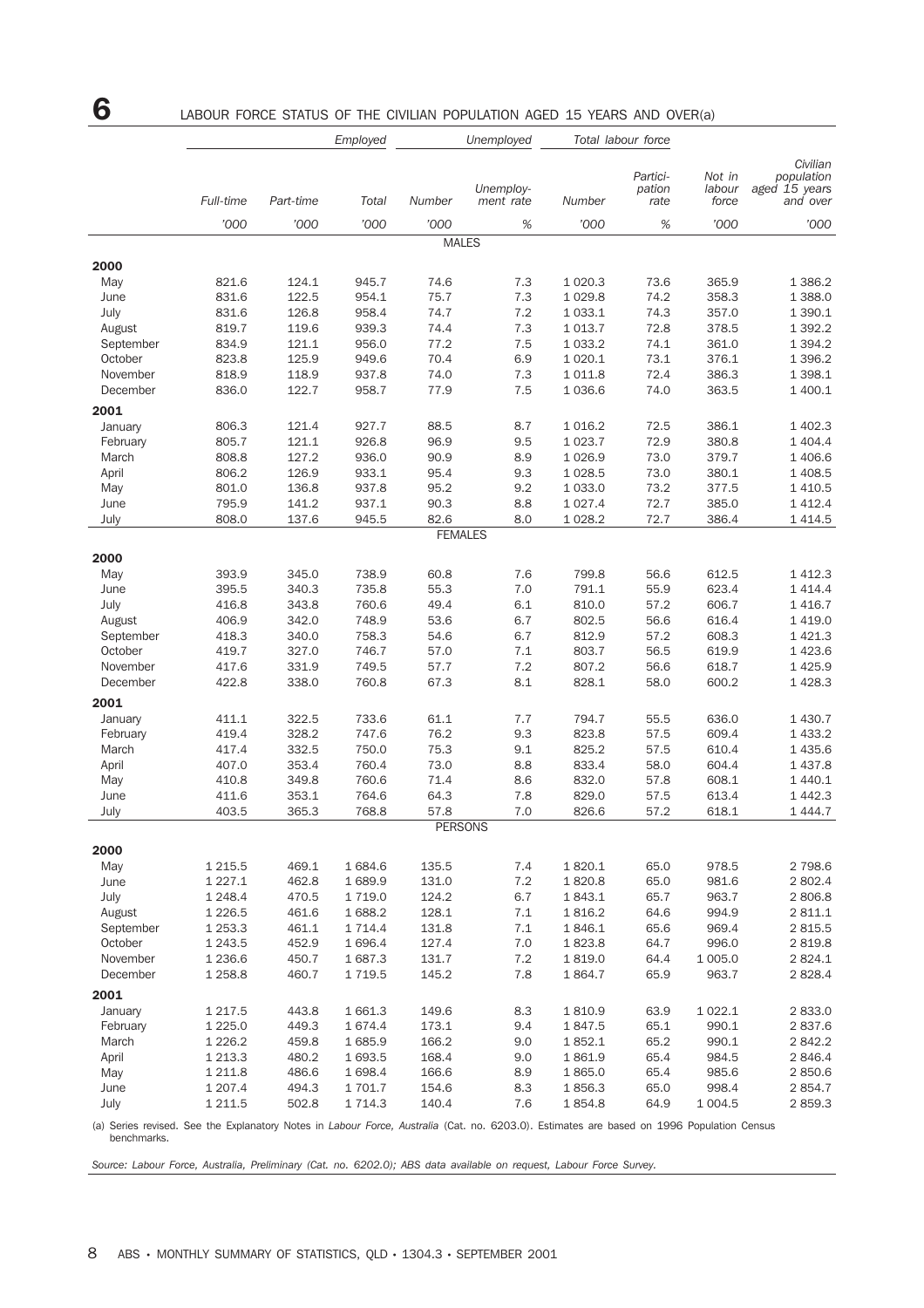# 6 LABOUR FORCE STATUS OF THE CIVILIAN POPULATION AGED 15 YEARS AND OVER(a)

| | Employed | | | Unemployed | | Total labour force | | | |
|---|---|---|---|---|---|---|---|---|---|
| | Full-time | Part-time | Total | Number | Unemploy-ment rate | Number | Partici-pation rate | Not in labour force | Civilian population aged 15 years and over |
| | '000 | '000 | '000 | '000 | % | '000 | % | '000 | '000 |
| **MALES** | | | | | | | | | |
| **2000** | | | | | | | | | |
| May | 821.6 | 124.1 | 945.7 | 74.6 | 7.3 | 1 020.3 | 73.6 | 365.9 | 1 386.2 |
| June | 831.6 | 122.5 | 954.1 | 75.7 | 7.3 | 1 029.8 | 74.2 | 358.3 | 1 388.0 |
| July | 831.6 | 126.8 | 958.4 | 74.7 | 7.2 | 1 033.1 | 74.3 | 357.0 | 1 390.1 |
| August | 819.7 | 119.6 | 939.3 | 74.4 | 7.3 | 1 013.7 | 72.8 | 378.5 | 1 392.2 |
| September | 834.9 | 121.1 | 956.0 | 77.2 | 7.5 | 1 033.2 | 74.1 | 361.0 | 1 394.2 |
| October | 823.8 | 125.9 | 949.6 | 70.4 | 6.9 | 1 020.1 | 73.1 | 376.1 | 1 396.2 |
| November | 818.9 | 118.9 | 937.8 | 74.0 | 7.3 | 1 011.8 | 72.4 | 386.3 | 1 398.1 |
| December | 836.0 | 122.7 | 958.7 | 77.9 | 7.5 | 1 036.6 | 74.0 | 363.5 | 1 400.1 |
| **2001** | | | | | | | | | |
| January | 806.3 | 121.4 | 927.7 | 88.5 | 8.7 | 1 016.2 | 72.5 | 386.1 | 1 402.3 |
| February | 805.7 | 121.1 | 926.8 | 96.9 | 9.5 | 1 023.7 | 72.9 | 380.8 | 1 404.4 |
| March | 808.8 | 127.2 | 936.0 | 90.9 | 8.9 | 1 026.9 | 73.0 | 379.7 | 1 406.6 |
| April | 806.2 | 126.9 | 933.1 | 95.4 | 9.3 | 1 028.5 | 73.0 | 380.1 | 1 408.5 |
| May | 801.0 | 136.8 | 937.8 | 95.2 | 9.2 | 1 033.0 | 73.2 | 377.5 | 1 410.5 |
| June | 795.9 | 141.2 | 937.1 | 90.3 | 8.8 | 1 027.4 | 72.7 | 385.0 | 1 412.4 |
| July | 808.0 | 137.6 | 945.5 | 82.6 | 8.0 | 1 028.2 | 72.7 | 386.4 | 1 414.5 |
| **FEMALES** | | | | | | | | | |
| **2000** | | | | | | | | | |
| May | 393.9 | 345.0 | 738.9 | 60.8 | 7.6 | 799.8 | 56.6 | 612.5 | 1 412.3 |
| June | 395.5 | 340.3 | 735.8 | 55.3 | 7.0 | 791.1 | 55.9 | 623.4 | 1 414.4 |
| July | 416.8 | 343.8 | 760.6 | 49.4 | 6.1 | 810.0 | 57.2 | 606.7 | 1 416.7 |
| August | 406.9 | 342.0 | 748.9 | 53.6 | 6.7 | 802.5 | 56.6 | 616.4 | 1 419.0 |
| September | 418.3 | 340.0 | 758.3 | 54.6 | 6.7 | 812.9 | 57.2 | 608.3 | 1 421.3 |
| October | 419.7 | 327.0 | 746.7 | 57.0 | 7.1 | 803.7 | 56.5 | 619.9 | 1 423.6 |
| November | 417.6 | 331.9 | 749.5 | 57.7 | 7.2 | 807.2 | 56.6 | 618.7 | 1 425.9 |
| December | 422.8 | 338.0 | 760.8 | 67.3 | 8.1 | 828.1 | 58.0 | 600.2 | 1 428.3 |
| **2001** | | | | | | | | | |
| January | 411.1 | 322.5 | 733.6 | 61.1 | 7.7 | 794.7 | 55.5 | 636.0 | 1 430.7 |
| February | 419.4 | 328.2 | 747.6 | 76.2 | 9.3 | 823.8 | 57.5 | 609.4 | 1 433.2 |
| March | 417.4 | 332.5 | 750.0 | 75.3 | 9.1 | 825.2 | 57.5 | 610.4 | 1 435.6 |
| April | 407.0 | 353.4 | 760.4 | 73.0 | 8.8 | 833.4 | 58.0 | 604.4 | 1 437.8 |
| May | 410.8 | 349.8 | 760.6 | 71.4 | 8.6 | 832.0 | 57.8 | 608.1 | 1 440.1 |
| June | 411.6 | 353.1 | 764.6 | 64.3 | 7.8 | 829.0 | 57.5 | 613.4 | 1 442.3 |
| July | 403.5 | 365.3 | 768.8 | 57.8 | 7.0 | 826.6 | 57.2 | 618.1 | 1 444.7 |
| **PERSONS** | | | | | | | | | |
| **2000** | | | | | | | | | |
| May | 1 215.5 | 469.1 | 1 684.6 | 135.5 | 7.4 | 1 820.1 | 65.0 | 978.5 | 2 798.6 |
| June | 1 227.1 | 462.8 | 1 689.9 | 131.0 | 7.2 | 1 820.8 | 65.0 | 981.6 | 2 802.4 |
| July | 1 248.4 | 470.5 | 1 719.0 | 124.2 | 6.7 | 1 843.1 | 65.7 | 963.7 | 2 806.8 |
| August | 1 226.5 | 461.6 | 1 688.2 | 128.1 | 7.1 | 1 816.2 | 64.6 | 994.9 | 2 811.1 |
| September | 1 253.3 | 461.1 | 1 714.4 | 131.8 | 7.1 | 1 846.1 | 65.6 | 969.4 | 2 815.5 |
| October | 1 243.5 | 452.9 | 1 696.4 | 127.4 | 7.0 | 1 823.8 | 64.7 | 996.0 | 2 819.8 |
| November | 1 236.6 | 450.7 | 1 687.3 | 131.7 | 7.2 | 1 819.0 | 64.4 | 1 005.0 | 2 824.1 |
| December | 1 258.8 | 460.7 | 1 719.5 | 145.2 | 7.8 | 1 864.7 | 65.9 | 963.7 | 2 828.4 |
| **2001** | | | | | | | | | |
| January | 1 217.5 | 443.8 | 1 661.3 | 149.6 | 8.3 | 1 810.9 | 63.9 | 1 022.1 | 2 833.0 |
| February | 1 225.0 | 449.3 | 1 674.4 | 173.1 | 9.4 | 1 847.5 | 65.1 | 990.1 | 2 837.6 |
| March | 1 226.2 | 459.8 | 1 685.9 | 166.2 | 9.0 | 1 852.1 | 65.2 | 990.1 | 2 842.2 |
| April | 1 213.3 | 480.2 | 1 693.5 | 168.4 | 9.0 | 1 861.9 | 65.4 | 984.5 | 2 846.4 |
| May | 1 211.8 | 486.6 | 1 698.4 | 166.6 | 8.9 | 1 865.0 | 65.4 | 985.6 | 2 850.6 |
| June | 1 207.4 | 494.3 | 1 701.7 | 154.6 | 8.3 | 1 856.3 | 65.0 | 998.4 | 2 854.7 |
| July | 1 211.5 | 502.8 | 1 714.3 | 140.4 | 7.6 | 1 854.8 | 64.9 | 1 004.5 | 2 859.3 |

(a) Series revised. See the Explanatory Notes in *Labour Force, Australia* (Cat. no. 6203.0). Estimates are based on 1996 Population Census benchmarks.

*Source: Labour Force, Australia, Preliminary (Cat. no. 6202.0); ABS data available on request, Labour Force Survey.*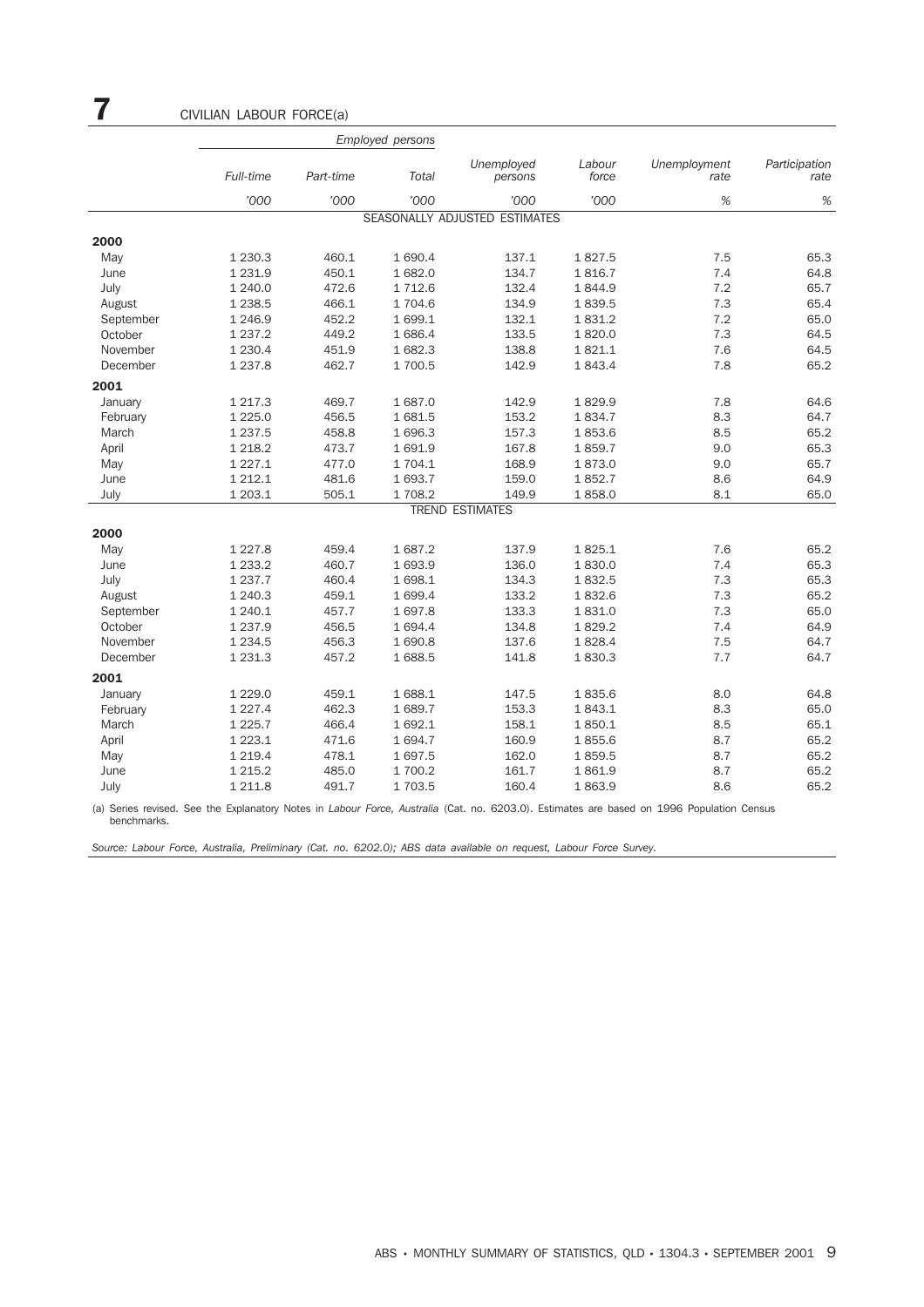# 7 CIVILIAN LABOUR FORCE(a)

| | Employed persons | | | | | | |
|---|---|---|---|---|---|---|---|
| | *Full-time* | *Part-time* | *Total* | *Unemployed persons* | *Labour force* | *Unemployment rate* | *Participation rate* |
| | *'000* | *'000* | *'000* | *'000* | *'000* | *%* | *%* |
| SEASONALLY ADJUSTED ESTIMATES | | | | | | | |
| **2000** | | | | | | | |
| May | 1 230.3 | 460.1 | 1 690.4 | 137.1 | 1 827.5 | 7.5 | 65.3 |
| June | 1 231.9 | 450.1 | 1 682.0 | 134.7 | 1 816.7 | 7.4 | 64.8 |
| July | 1 240.0 | 472.6 | 1 712.6 | 132.4 | 1 844.9 | 7.2 | 65.7 |
| August | 1 238.5 | 466.1 | 1 704.6 | 134.9 | 1 839.5 | 7.3 | 65.4 |
| September | 1 246.9 | 452.2 | 1 699.1 | 132.1 | 1 831.2 | 7.2 | 65.0 |
| October | 1 237.2 | 449.2 | 1 686.4 | 133.5 | 1 820.0 | 7.3 | 64.5 |
| November | 1 230.4 | 451.9 | 1 682.3 | 138.8 | 1 821.1 | 7.6 | 64.5 |
| December | 1 237.8 | 462.7 | 1 700.5 | 142.9 | 1 843.4 | 7.8 | 65.2 |
| **2001** | | | | | | | |
| January | 1 217.3 | 469.7 | 1 687.0 | 142.9 | 1 829.9 | 7.8 | 64.6 |
| February | 1 225.0 | 456.5 | 1 681.5 | 153.2 | 1 834.7 | 8.3 | 64.7 |
| March | 1 237.5 | 458.8 | 1 696.3 | 157.3 | 1 853.6 | 8.5 | 65.2 |
| April | 1 218.2 | 473.7 | 1 691.9 | 167.8 | 1 859.7 | 9.0 | 65.3 |
| May | 1 227.1 | 477.0 | 1 704.1 | 168.9 | 1 873.0 | 9.0 | 65.7 |
| June | 1 212.1 | 481.6 | 1 693.7 | 159.0 | 1 852.7 | 8.6 | 64.9 |
| July | 1 203.1 | 505.1 | 1 708.2 | 149.9 | 1 858.0 | 8.1 | 65.0 |
| TREND ESTIMATES | | | | | | | |
| **2000** | | | | | | | |
| May | 1 227.8 | 459.4 | 1 687.2 | 137.9 | 1 825.1 | 7.6 | 65.2 |
| June | 1 233.2 | 460.7 | 1 693.9 | 136.0 | 1 830.0 | 7.4 | 65.3 |
| July | 1 237.7 | 460.4 | 1 698.1 | 134.3 | 1 832.5 | 7.3 | 65.3 |
| August | 1 240.3 | 459.1 | 1 699.4 | 133.2 | 1 832.6 | 7.3 | 65.2 |
| September | 1 240.1 | 457.7 | 1 697.8 | 133.3 | 1 831.0 | 7.3 | 65.0 |
| October | 1 237.9 | 456.5 | 1 694.4 | 134.8 | 1 829.2 | 7.4 | 64.9 |
| November | 1 234.5 | 456.3 | 1 690.8 | 137.6 | 1 828.4 | 7.5 | 64.7 |
| December | 1 231.3 | 457.2 | 1 688.5 | 141.8 | 1 830.3 | 7.7 | 64.7 |
| **2001** | | | | | | | |
| January | 1 229.0 | 459.1 | 1 688.1 | 147.5 | 1 835.6 | 8.0 | 64.8 |
| February | 1 227.4 | 462.3 | 1 689.7 | 153.3 | 1 843.1 | 8.3 | 65.0 |
| March | 1 225.7 | 466.4 | 1 692.1 | 158.1 | 1 850.1 | 8.5 | 65.1 |
| April | 1 223.1 | 471.6 | 1 694.7 | 160.9 | 1 855.6 | 8.7 | 65.2 |
| May | 1 219.4 | 478.1 | 1 697.5 | 162.0 | 1 859.5 | 8.7 | 65.2 |
| June | 1 215.2 | 485.0 | 1 700.2 | 161.7 | 1 861.9 | 8.7 | 65.2 |
| July | 1 211.8 | 491.7 | 1 703.5 | 160.4 | 1 863.9 | 8.6 | 65.2 |

(a) Series revised. See the Explanatory Notes in *Labour Force, Australia* (Cat. no. 6203.0). Estimates are based on 1996 Population Census benchmarks.

*Source: Labour Force, Australia, Preliminary (Cat. no. 6202.0); ABS data available on request, Labour Force Survey.*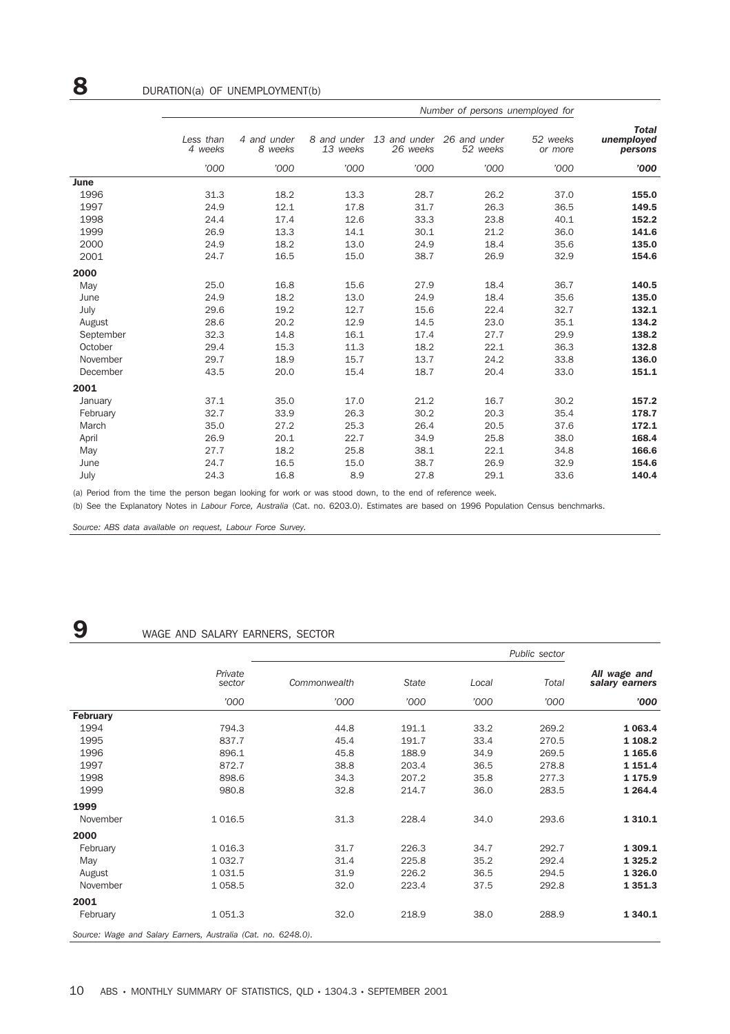## 8 DURATION(a) OF UNEMPLOYMENT(b)

| | Number of persons unemployed for | | | | | | |
|---|---|---|---|---|---|---|---|
| | Less than 4 weeks | 4 and under 8 weeks | 8 and under 13 weeks | 13 and under 26 weeks | 26 and under 52 weeks | 52 weeks or more | **Total unemployed persons** |
| | '000 | '000 | '000 | '000 | '000 | '000 | **'000** |
| **June** | | | | | | | |
| 1996 | 31.3 | 18.2 | 13.3 | 28.7 | 26.2 | 37.0 | **155.0** |
| 1997 | 24.9 | 12.1 | 17.8 | 31.7 | 26.3 | 36.5 | **149.5** |
| 1998 | 24.4 | 17.4 | 12.6 | 33.3 | 23.8 | 40.1 | **152.2** |
| 1999 | 26.9 | 13.3 | 14.1 | 30.1 | 21.2 | 36.0 | **141.6** |
| 2000 | 24.9 | 18.2 | 13.0 | 24.9 | 18.4 | 35.6 | **135.0** |
| 2001 | 24.7 | 16.5 | 15.0 | 38.7 | 26.9 | 32.9 | **154.6** |
| **2000** | | | | | | | |
| May | 25.0 | 16.8 | 15.6 | 27.9 | 18.4 | 36.7 | **140.5** |
| June | 24.9 | 18.2 | 13.0 | 24.9 | 18.4 | 35.6 | **135.0** |
| July | 29.6 | 19.2 | 12.7 | 15.6 | 22.4 | 32.7 | **132.1** |
| August | 28.6 | 20.2 | 12.9 | 14.5 | 23.0 | 35.1 | **134.2** |
| September | 32.3 | 14.8 | 16.1 | 17.4 | 27.7 | 29.9 | **138.2** |
| October | 29.4 | 15.3 | 11.3 | 18.2 | 22.1 | 36.3 | **132.8** |
| November | 29.7 | 18.9 | 15.7 | 13.7 | 24.2 | 33.8 | **136.0** |
| December | 43.5 | 20.0 | 15.4 | 18.7 | 20.4 | 33.0 | **151.1** |
| **2001** | | | | | | | |
| January | 37.1 | 35.0 | 17.0 | 21.2 | 16.7 | 30.2 | **157.2** |
| February | 32.7 | 33.9 | 26.3 | 30.2 | 20.3 | 35.4 | **178.7** |
| March | 35.0 | 27.2 | 25.3 | 26.4 | 20.5 | 37.6 | **172.1** |
| April | 26.9 | 20.1 | 22.7 | 34.9 | 25.8 | 38.0 | **168.4** |
| May | 27.7 | 18.2 | 25.8 | 38.1 | 22.1 | 34.8 | **166.6** |
| June | 24.7 | 16.5 | 15.0 | 38.7 | 26.9 | 32.9 | **154.6** |
| July | 24.3 | 16.8 | 8.9 | 27.8 | 29.1 | 33.6 | **140.4** |

(a) Period from the time the person began looking for work or was stood down, to the end of reference week.

(b) See the Explanatory Notes in *Labour Force, Australia* (Cat. no. 6203.0). Estimates are based on 1996 Population Census benchmarks.

*Source: ABS data available on request, Labour Force Survey.*

## 9 WAGE AND SALARY EARNERS, SECTOR

| | | Public sector | | | | |
|---|---|---|---|---|---|---|
| | Private sector | Commonwealth | State | Local | Total | **All wage and salary earners** |
| | '000 | '000 | '000 | '000 | '000 | **'000** |
| **February** | | | | | | |
| 1994 | 794.3 | 44.8 | 191.1 | 33.2 | 269.2 | **1 063.4** |
| 1995 | 837.7 | 45.4 | 191.7 | 33.4 | 270.5 | **1 108.2** |
| 1996 | 896.1 | 45.8 | 188.9 | 34.9 | 269.5 | **1 165.6** |
| 1997 | 872.7 | 38.8 | 203.4 | 36.5 | 278.8 | **1 151.4** |
| 1998 | 898.6 | 34.3 | 207.2 | 35.8 | 277.3 | **1 175.9** |
| 1999 | 980.8 | 32.8 | 214.7 | 36.0 | 283.5 | **1 264.4** |
| **1999** | | | | | | |
| November | 1 016.5 | 31.3 | 228.4 | 34.0 | 293.6 | **1 310.1** |
| **2000** | | | | | | |
| February | 1 016.3 | 31.7 | 226.3 | 34.7 | 292.7 | **1 309.1** |
| May | 1 032.7 | 31.4 | 225.8 | 35.2 | 292.4 | **1 325.2** |
| August | 1 031.5 | 31.9 | 226.2 | 36.5 | 294.5 | **1 326.0** |
| November | 1 058.5 | 32.0 | 223.4 | 37.5 | 292.8 | **1 351.3** |
| **2001** | | | | | | |
| February | 1 051.3 | 32.0 | 218.9 | 38.0 | 288.9 | **1 340.1** |

*Source: Wage and Salary Earners, Australia (Cat. no. 6248.0).*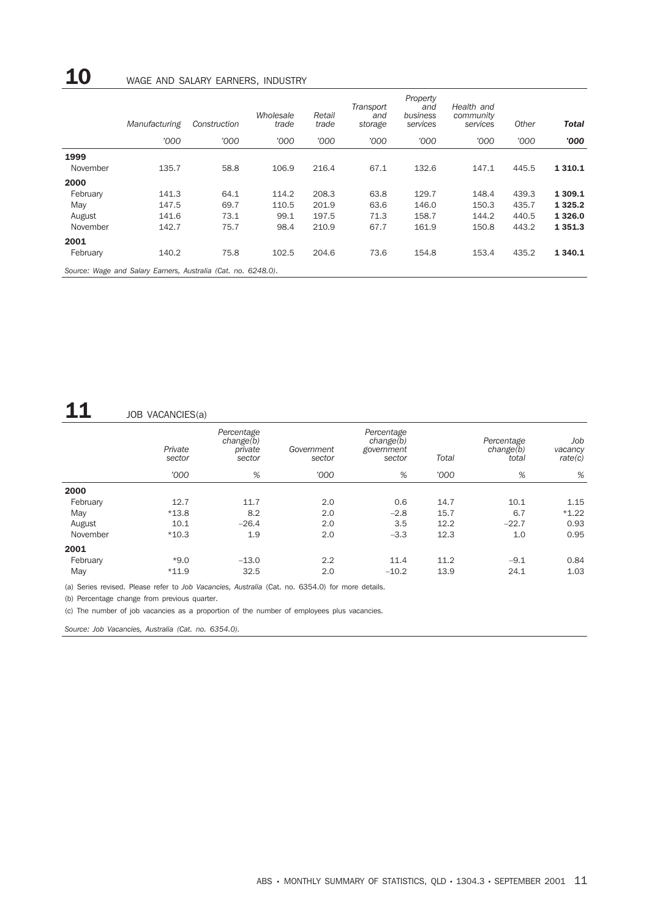## 10 WAGE AND SALARY EARNERS, INDUSTRY

| | Manufacturing | Construction | Wholesale trade | Retail trade | Transport and storage | Property and business services | Health and community services | Other | **Total** |
|---|---|---|---|---|---|---|---|---|---|
| | '000 | '000 | '000 | '000 | '000 | '000 | '000 | '000 | **'000** |
| **1999** | | | | | | | | | |
| November | 135.7 | 58.8 | 106.9 | 216.4 | 67.1 | 132.6 | 147.1 | 445.5 | **1 310.1** |
| **2000** | | | | | | | | | |
| February | 141.3 | 64.1 | 114.2 | 208.3 | 63.8 | 129.7 | 148.4 | 439.3 | **1 309.1** |
| May | 147.5 | 69.7 | 110.5 | 201.9 | 63.6 | 146.0 | 150.3 | 435.7 | **1 325.2** |
| August | 141.6 | 73.1 | 99.1 | 197.5 | 71.3 | 158.7 | 144.2 | 440.5 | **1 326.0** |
| November | 142.7 | 75.7 | 98.4 | 210.9 | 67.7 | 161.9 | 150.8 | 443.2 | **1 351.3** |
| **2001** | | | | | | | | | |
| February | 140.2 | 75.8 | 102.5 | 204.6 | 73.6 | 154.8 | 153.4 | 435.2 | **1 340.1** |

*Source: Wage and Salary Earners, Australia (Cat. no. 6248.0).*

## 11 JOB VACANCIES(a)

| | Private sector | Percentage change(b) private sector | Government sector | Percentage change(b) government sector | Total | Percentage change(b) total | Job vacancy rate(c) |
|---|---|---|---|---|---|---|---|
| | '000 | % | '000 | % | '000 | % | % |
| **2000** | | | | | | | |
| February | 12.7 | 11.7 | 2.0 | 0.6 | 14.7 | 10.1 | 1.15 |
| May | *13.8 | 8.2 | 2.0 | −2.8 | 15.7 | 6.7 | *1.22 |
| August | 10.1 | −26.4 | 2.0 | 3.5 | 12.2 | −22.7 | 0.93 |
| November | *10.3 | 1.9 | 2.0 | −3.3 | 12.3 | 1.0 | 0.95 |
| **2001** | | | | | | | |
| February | *9.0 | −13.0 | 2.2 | 11.4 | 11.2 | −9.1 | 0.84 |
| May | *11.9 | 32.5 | 2.0 | −10.2 | 13.9 | 24.1 | 1.03 |

(a) Series revised. Please refer to *Job Vacancies, Australia* (Cat. no. 6354.0) for more details.

(b) Percentage change from previous quarter.

(c) The number of job vacancies as a proportion of the number of employees plus vacancies.

*Source: Job Vacancies, Australia (Cat. no. 6354.0).*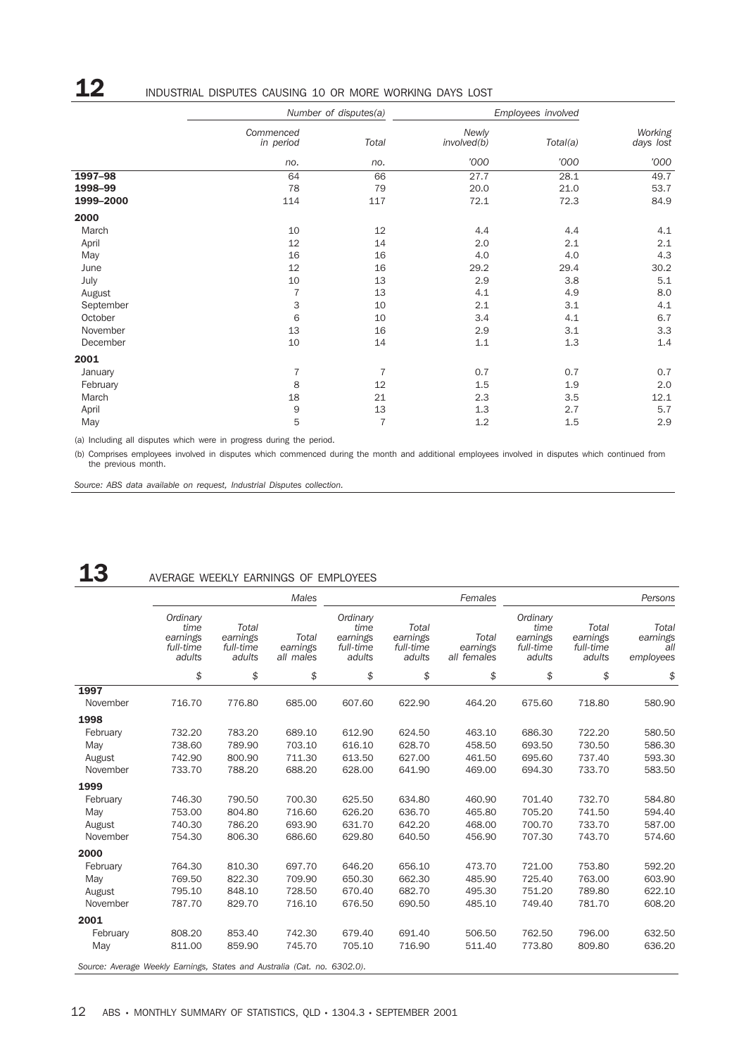## 12 INDUSTRIAL DISPUTES CAUSING 10 OR MORE WORKING DAYS LOST

| | Number of disputes(a) | | Employees involved | | |
|---|---|---|---|---|---|
| | Commenced in period | Total | Newly involved(b) | Total(a) | Working days lost |
| | no. | no. | '000 | '000 | '000 |
| **1997–98** | 64 | 66 | 27.7 | 28.1 | 49.7 |
| **1998–99** | 78 | 79 | 20.0 | 21.0 | 53.7 |
| **1999–2000** | 114 | 117 | 72.1 | 72.3 | 84.9 |
| **2000** | | | | | |
| March | 10 | 12 | 4.4 | 4.4 | 4.1 |
| April | 12 | 14 | 2.0 | 2.1 | 2.1 |
| May | 16 | 16 | 4.0 | 4.0 | 4.3 |
| June | 12 | 16 | 29.2 | 29.4 | 30.2 |
| July | 10 | 13 | 2.9 | 3.8 | 5.1 |
| August | 7 | 13 | 4.1 | 4.9 | 8.0 |
| September | 3 | 10 | 2.1 | 3.1 | 4.1 |
| October | 6 | 10 | 3.4 | 4.1 | 6.7 |
| November | 13 | 16 | 2.9 | 3.1 | 3.3 |
| December | 10 | 14 | 1.1 | 1.3 | 1.4 |
| **2001** | | | | | |
| January | 7 | 7 | 0.7 | 0.7 | 0.7 |
| February | 8 | 12 | 1.5 | 1.9 | 2.0 |
| March | 18 | 21 | 2.3 | 3.5 | 12.1 |
| April | 9 | 13 | 1.3 | 2.7 | 5.7 |
| May | 5 | 7 | 1.2 | 1.5 | 2.9 |

(a) Including all disputes which were in progress during the period.

(b) Comprises employees involved in disputes which commenced during the month and additional employees involved in disputes which continued from the previous month.

*Source: ABS data available on request, Industrial Disputes collection.*

## 13 AVERAGE WEEKLY EARNINGS OF EMPLOYEES

| | Males | | | Females | | | Persons | | |
|---|---|---|---|---|---|---|---|---|---|
| | Ordinary time earnings full-time adults | Total earnings full-time adults | Total earnings all males | Ordinary time earnings full-time adults | Total earnings full-time adults | Total earnings all females | Ordinary time earnings full-time adults | Total earnings full-time adults | Total earnings all employees |
| | $ | $ | $ | $ | $ | $ | $ | $ | $ |
| **1997** | | | | | | | | | |
| November | 716.70 | 776.80 | 685.00 | 607.60 | 622.90 | 464.20 | 675.60 | 718.80 | 580.90 |
| **1998** | | | | | | | | | |
| February | 732.20 | 783.20 | 689.10 | 612.90 | 624.50 | 463.10 | 686.30 | 722.20 | 580.50 |
| May | 738.60 | 789.90 | 703.10 | 616.10 | 628.70 | 458.50 | 693.50 | 730.50 | 586.30 |
| August | 742.90 | 800.90 | 711.30 | 613.50 | 627.00 | 461.50 | 695.60 | 737.40 | 593.30 |
| November | 733.70 | 788.20 | 688.20 | 628.00 | 641.90 | 469.00 | 694.30 | 733.70 | 583.50 |
| **1999** | | | | | | | | | |
| February | 746.30 | 790.50 | 700.30 | 625.50 | 634.80 | 460.90 | 701.40 | 732.70 | 584.80 |
| May | 753.00 | 804.80 | 716.60 | 626.20 | 636.70 | 465.80 | 705.20 | 741.50 | 594.40 |
| August | 740.30 | 786.20 | 693.90 | 631.70 | 642.20 | 468.00 | 700.70 | 733.70 | 587.00 |
| November | 754.30 | 806.30 | 686.60 | 629.80 | 640.50 | 456.90 | 707.30 | 743.70 | 574.60 |
| **2000** | | | | | | | | | |
| February | 764.30 | 810.30 | 697.70 | 646.20 | 656.10 | 473.70 | 721.00 | 753.80 | 592.20 |
| May | 769.50 | 822.30 | 709.90 | 650.30 | 662.30 | 485.90 | 725.40 | 763.00 | 603.90 |
| August | 795.10 | 848.10 | 728.50 | 670.40 | 682.70 | 495.30 | 751.20 | 789.80 | 622.10 |
| November | 787.70 | 829.70 | 716.10 | 676.50 | 690.50 | 485.10 | 749.40 | 781.70 | 608.20 |
| **2001** | | | | | | | | | |
| February | 808.20 | 853.40 | 742.30 | 679.40 | 691.40 | 506.50 | 762.50 | 796.00 | 632.50 |
| May | 811.00 | 859.90 | 745.70 | 705.10 | 716.90 | 511.40 | 773.80 | 809.80 | 636.20 |

*Source: Average Weekly Earnings, States and Australia (Cat. no. 6302.0).*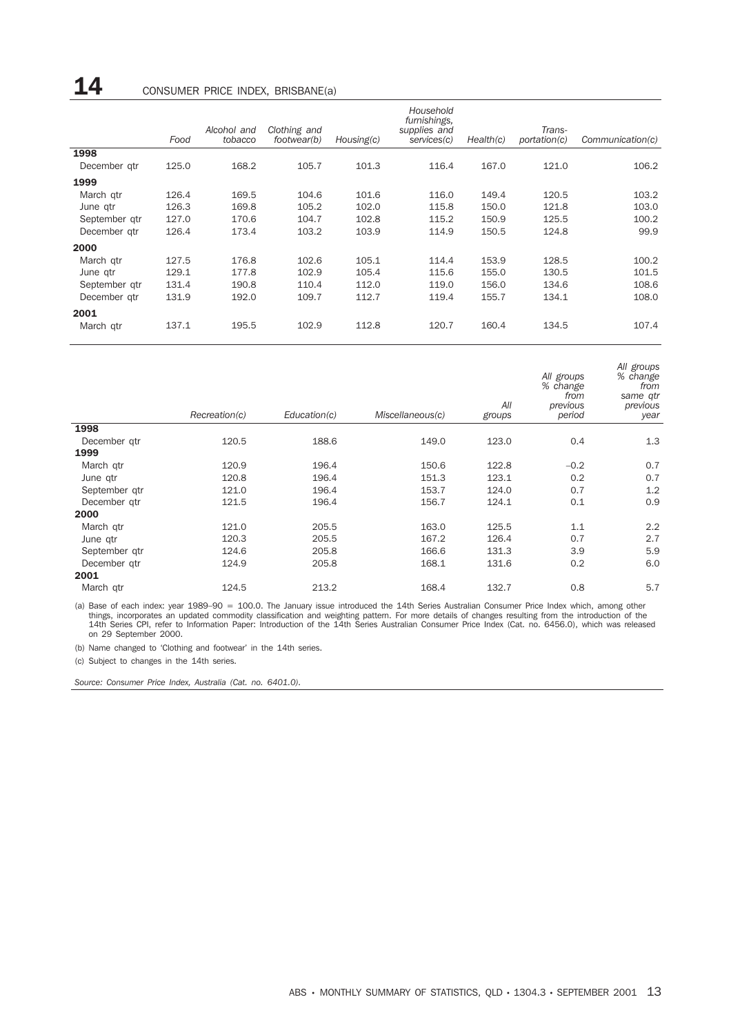## 14 CONSUMER PRICE INDEX, BRISBANE(a)

| | *Food* | *Alcohol and tobacco* | *Clothing and footwear(b)* | *Housing(c)* | *Household furnishings, supplies and services(c)* | *Health(c)* | *Trans-portation(c)* | *Communication(c)* |
|---|---|---|---|---|---|---|---|---|
| **1998** | | | | | | | | |
| December qtr | 125.0 | 168.2 | 105.7 | 101.3 | 116.4 | 167.0 | 121.0 | 106.2 |
| **1999** | | | | | | | | |
| March qtr | 126.4 | 169.5 | 104.6 | 101.6 | 116.0 | 149.4 | 120.5 | 103.2 |
| June qtr | 126.3 | 169.8 | 105.2 | 102.0 | 115.8 | 150.0 | 121.8 | 103.0 |
| September qtr | 127.0 | 170.6 | 104.7 | 102.8 | 115.2 | 150.9 | 125.5 | 100.2 |
| December qtr | 126.4 | 173.4 | 103.2 | 103.9 | 114.9 | 150.5 | 124.8 | 99.9 |
| **2000** | | | | | | | | |
| March qtr | 127.5 | 176.8 | 102.6 | 105.1 | 114.4 | 153.9 | 128.5 | 100.2 |
| June qtr | 129.1 | 177.8 | 102.9 | 105.4 | 115.6 | 155.0 | 130.5 | 101.5 |
| September qtr | 131.4 | 190.8 | 110.4 | 112.0 | 119.0 | 156.0 | 134.6 | 108.6 |
| December qtr | 131.9 | 192.0 | 109.7 | 112.7 | 119.4 | 155.7 | 134.1 | 108.0 |
| **2001** | | | | | | | | |
| March qtr | 137.1 | 195.5 | 102.9 | 112.8 | 120.7 | 160.4 | 134.5 | 107.4 |

| | *Recreation(c)* | *Education(c)* | *Miscellaneous(c)* | *All groups* | *All groups % change from previous period* | *All groups % change from same qtr previous year* |
|---|---|---|---|---|---|---|
| **1998** | | | | | | |
| December qtr | 120.5 | 188.6 | 149.0 | 123.0 | 0.4 | 1.3 |
| **1999** | | | | | | |
| March qtr | 120.9 | 196.4 | 150.6 | 122.8 | −0.2 | 0.7 |
| June qtr | 120.8 | 196.4 | 151.3 | 123.1 | 0.2 | 0.7 |
| September qtr | 121.0 | 196.4 | 153.7 | 124.0 | 0.7 | 1.2 |
| December qtr | 121.5 | 196.4 | 156.7 | 124.1 | 0.1 | 0.9 |
| **2000** | | | | | | |
| March qtr | 121.0 | 205.5 | 163.0 | 125.5 | 1.1 | 2.2 |
| June qtr | 120.3 | 205.5 | 167.2 | 126.4 | 0.7 | 2.7 |
| September qtr | 124.6 | 205.8 | 166.6 | 131.3 | 3.9 | 5.9 |
| December qtr | 124.9 | 205.8 | 168.1 | 131.6 | 0.2 | 6.0 |
| **2001** | | | | | | |
| March qtr | 124.5 | 213.2 | 168.4 | 132.7 | 0.8 | 5.7 |

(a) Base of each index: year 1989–90 = 100.0. The January issue introduced the 14th Series Australian Consumer Price Index which, among other things, incorporates an updated commodity classification and weighting pattern. For more details of changes resulting from the introduction of the 14th Series CPI, refer to Information Paper: Introduction of the 14th Series Australian Consumer Price Index (Cat. no. 6456.0), which was released on 29 September 2000.

(b) Name changed to 'Clothing and footwear' in the 14th series.

(c) Subject to changes in the 14th series.

*Source: Consumer Price Index, Australia (Cat. no. 6401.0).*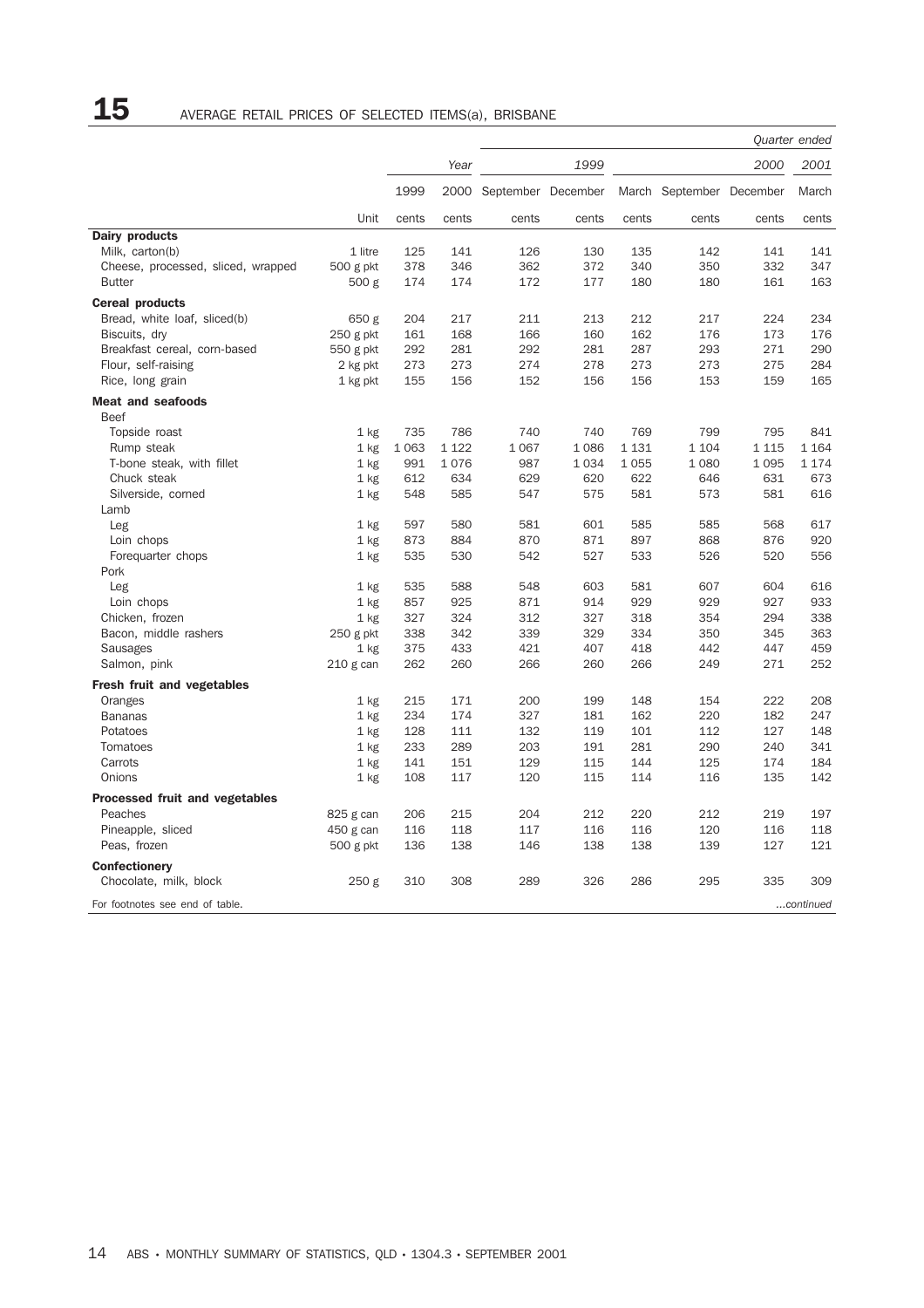# 15 AVERAGE RETAIL PRICES OF SELECTED ITEMS(a), BRISBANE

| | | Year | | Quarter ended | | | | | |
|---|---|---|---|---|---|---|---|---|---|
| | | | | 1999 | | 2000 | | | 2001 |
| | | 1999 | 2000 | September | December | March | September | December | March |
| | Unit | cents | cents | cents | cents | cents | cents | cents | cents |
| **Dairy products** | | | | | | | | | |
| Milk, carton(b) | 1 litre | 125 | 141 | 126 | 130 | 135 | 142 | 141 | 141 |
| Cheese, processed, sliced, wrapped | 500 g pkt | 378 | 346 | 362 | 372 | 340 | 350 | 332 | 347 |
| Butter | 500 g | 174 | 174 | 172 | 177 | 180 | 180 | 161 | 163 |
| **Cereal products** | | | | | | | | | |
| Bread, white loaf, sliced(b) | 650 g | 204 | 217 | 211 | 213 | 212 | 217 | 224 | 234 |
| Biscuits, dry | 250 g pkt | 161 | 168 | 166 | 160 | 162 | 176 | 173 | 176 |
| Breakfast cereal, corn-based | 550 g pkt | 292 | 281 | 292 | 281 | 287 | 293 | 271 | 290 |
| Flour, self-raising | 2 kg pkt | 273 | 273 | 274 | 278 | 273 | 273 | 275 | 284 |
| Rice, long grain | 1 kg pkt | 155 | 156 | 152 | 156 | 156 | 153 | 159 | 165 |
| **Meat and seafoods** | | | | | | | | | |
| Beef | | | | | | | | | |
| Topside roast | 1 kg | 735 | 786 | 740 | 740 | 769 | 799 | 795 | 841 |
| Rump steak | 1 kg | 1 063 | 1 122 | 1 067 | 1 086 | 1 131 | 1 104 | 1 115 | 1 164 |
| T-bone steak, with fillet | 1 kg | 991 | 1 076 | 987 | 1 034 | 1 055 | 1 080 | 1 095 | 1 174 |
| Chuck steak | 1 kg | 612 | 634 | 629 | 620 | 622 | 646 | 631 | 673 |
| Silverside, corned | 1 kg | 548 | 585 | 547 | 575 | 581 | 573 | 581 | 616 |
| Lamb | | | | | | | | | |
| Leg | 1 kg | 597 | 580 | 581 | 601 | 585 | 585 | 568 | 617 |
| Loin chops | 1 kg | 873 | 884 | 870 | 871 | 897 | 868 | 876 | 920 |
| Forequarter chops | 1 kg | 535 | 530 | 542 | 527 | 533 | 526 | 520 | 556 |
| Pork | | | | | | | | | |
| Leg | 1 kg | 535 | 588 | 548 | 603 | 581 | 607 | 604 | 616 |
| Loin chops | 1 kg | 857 | 925 | 871 | 914 | 929 | 929 | 927 | 933 |
| Chicken, frozen | 1 kg | 327 | 324 | 312 | 327 | 318 | 354 | 294 | 338 |
| Bacon, middle rashers | 250 g pkt | 338 | 342 | 339 | 329 | 334 | 350 | 345 | 363 |
| Sausages | 1 kg | 375 | 433 | 421 | 407 | 418 | 442 | 447 | 459 |
| Salmon, pink | 210 g can | 262 | 260 | 266 | 260 | 266 | 249 | 271 | 252 |
| **Fresh fruit and vegetables** | | | | | | | | | |
| Oranges | 1 kg | 215 | 171 | 200 | 199 | 148 | 154 | 222 | 208 |
| Bananas | 1 kg | 234 | 174 | 327 | 181 | 162 | 220 | 182 | 247 |
| Potatoes | 1 kg | 128 | 111 | 132 | 119 | 101 | 112 | 127 | 148 |
| Tomatoes | 1 kg | 233 | 289 | 203 | 191 | 281 | 290 | 240 | 341 |
| Carrots | 1 kg | 141 | 151 | 129 | 115 | 144 | 125 | 174 | 184 |
| Onions | 1 kg | 108 | 117 | 120 | 115 | 114 | 116 | 135 | 142 |
| **Processed fruit and vegetables** | | | | | | | | | |
| Peaches | 825 g can | 206 | 215 | 204 | 212 | 220 | 212 | 219 | 197 |
| Pineapple, sliced | 450 g can | 116 | 118 | 117 | 116 | 116 | 120 | 116 | 118 |
| Peas, frozen | 500 g pkt | 136 | 138 | 146 | 138 | 138 | 139 | 127 | 121 |
| **Confectionery** | | | | | | | | | |
| Chocolate, milk, block | 250 g | 310 | 308 | 289 | 326 | 286 | 295 | 335 | 309 |

For footnotes see end of table.

*...continued*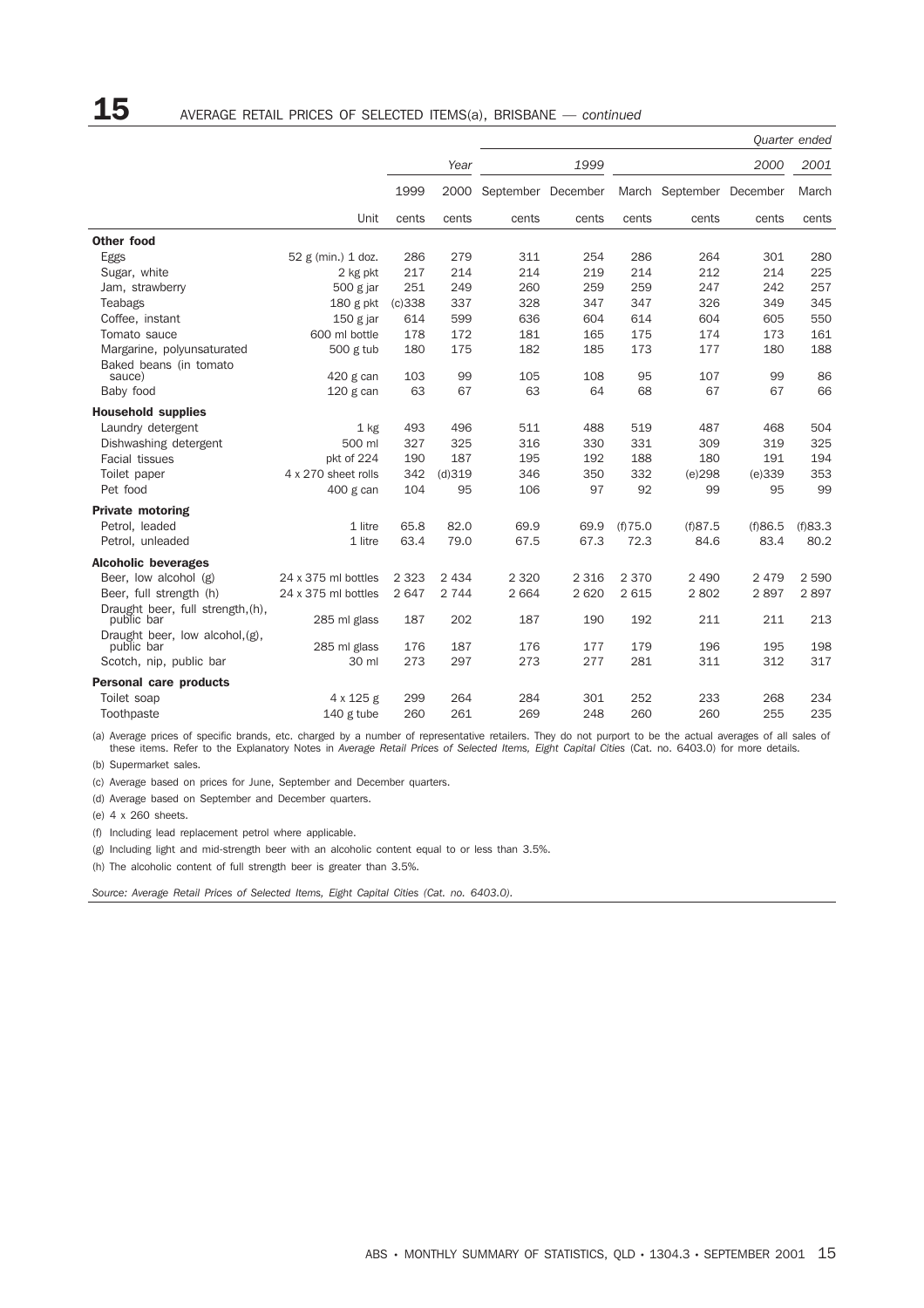## 15 AVERAGE RETAIL PRICES OF SELECTED ITEMS(a), BRISBANE — *continued*

| | | Year | | Quarter ended | | | | | |
|---|---|---|---|---|---|---|---|---|---|
| | | | | 1999 | | | | 2000 | 2001 |
| | | 1999 | 2000 | September | December | March | September | December | March |
| | Unit | cents | cents | cents | cents | cents | cents | cents | cents |
| **Other food** | | | | | | | | | |
| Eggs | 52 g (min.) 1 doz. | 286 | 279 | 311 | 254 | 286 | 264 | 301 | 280 |
| Sugar, white | 2 kg pkt | 217 | 214 | 214 | 219 | 214 | 212 | 214 | 225 |
| Jam, strawberry | 500 g jar | 251 | 249 | 260 | 259 | 259 | 247 | 242 | 257 |
| Teabags | 180 g pkt | (c)338 | 337 | 328 | 347 | 347 | 326 | 349 | 345 |
| Coffee, instant | 150 g jar | 614 | 599 | 636 | 604 | 614 | 604 | 605 | 550 |
| Tomato sauce | 600 ml bottle | 178 | 172 | 181 | 165 | 175 | 174 | 173 | 161 |
| Margarine, polyunsaturated | 500 g tub | 180 | 175 | 182 | 185 | 173 | 177 | 180 | 188 |
| Baked beans (in tomato sauce) | 420 g can | 103 | 99 | 105 | 108 | 95 | 107 | 99 | 86 |
| Baby food | 120 g can | 63 | 67 | 63 | 64 | 68 | 67 | 67 | 66 |
| **Household supplies** | | | | | | | | | |
| Laundry detergent | 1 kg | 493 | 496 | 511 | 488 | 519 | 487 | 468 | 504 |
| Dishwashing detergent | 500 ml | 327 | 325 | 316 | 330 | 331 | 309 | 319 | 325 |
| Facial tissues | pkt of 224 | 190 | 187 | 195 | 192 | 188 | 180 | 191 | 194 |
| Toilet paper | 4 x 270 sheet rolls | 342 | (d)319 | 346 | 350 | 332 | (e)298 | (e)339 | 353 |
| Pet food | 400 g can | 104 | 95 | 106 | 97 | 92 | 99 | 95 | 99 |
| **Private motoring** | | | | | | | | | |
| Petrol, leaded | 1 litre | 65.8 | 82.0 | 69.9 | 69.9 | (f)75.0 | (f)87.5 | (f)86.5 | (f)83.3 |
| Petrol, unleaded | 1 litre | 63.4 | 79.0 | 67.5 | 67.3 | 72.3 | 84.6 | 83.4 | 80.2 |
| **Alcoholic beverages** | | | | | | | | | |
| Beer, low alcohol (g) | 24 x 375 ml bottles | 2 323 | 2 434 | 2 320 | 2 316 | 2 370 | 2 490 | 2 479 | 2 590 |
| Beer, full strength (h) | 24 x 375 ml bottles | 2 647 | 2 744 | 2 664 | 2 620 | 2 615 | 2 802 | 2 897 | 2 897 |
| Draught beer, full strength,(h), public bar | 285 ml glass | 187 | 202 | 187 | 190 | 192 | 211 | 211 | 213 |
| Draught beer, low alcohol,(g), public bar | 285 ml glass | 176 | 187 | 176 | 177 | 179 | 196 | 195 | 198 |
| Scotch, nip, public bar | 30 ml | 273 | 297 | 273 | 277 | 281 | 311 | 312 | 317 |
| **Personal care products** | | | | | | | | | |
| Toilet soap | 4 x 125 g | 299 | 264 | 284 | 301 | 252 | 233 | 268 | 234 |
| Toothpaste | 140 g tube | 260 | 261 | 269 | 248 | 260 | 260 | 255 | 235 |

(a) Average prices of specific brands, etc. charged by a number of representative retailers. They do not purport to be the actual averages of all sales of these items. Refer to the Explanatory Notes in *Average Retail Prices of Selected Items, Eight Capital Cities* (Cat. no. 6403.0) for more details.

(b) Supermarket sales.

(c) Average based on prices for June, September and December quarters.

(d) Average based on September and December quarters.

(e) 4 x 260 sheets.

(f) Including lead replacement petrol where applicable.

(g) Including light and mid-strength beer with an alcoholic content equal to or less than 3.5%.

(h) The alcoholic content of full strength beer is greater than 3.5%.

*Source: Average Retail Prices of Selected Items, Eight Capital Cities (Cat. no. 6403.0).*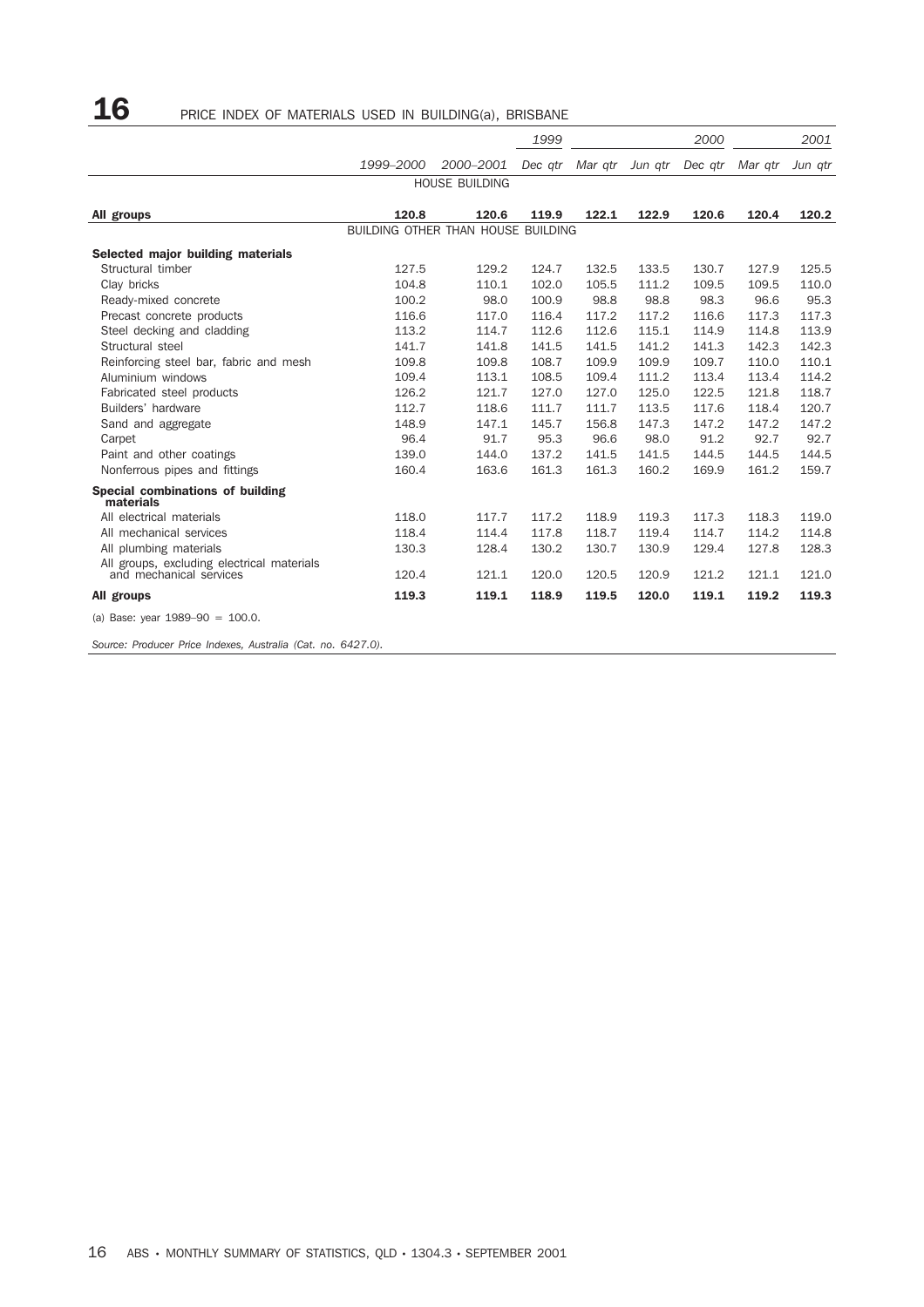# 16 PRICE INDEX OF MATERIALS USED IN BUILDING(a), BRISBANE

| | 1999–2000 | 2000–2001 | 1999 Dec qtr | 2000 Mar qtr | 2000 Jun qtr | 2000 Dec qtr | 2001 Mar qtr | 2001 Jun qtr |
|---|---|---|---|---|---|---|---|---|
| **HOUSE BUILDING** | | | | | | | | |
| **All groups** | **120.8** | **120.6** | **119.9** | **122.1** | **122.9** | **120.6** | **120.4** | **120.2** |
| **BUILDING OTHER THAN HOUSE BUILDING** | | | | | | | | |
| **Selected major building materials** | | | | | | | | |
| Structural timber | 127.5 | 129.2 | 124.7 | 132.5 | 133.5 | 130.7 | 127.9 | 125.5 |
| Clay bricks | 104.8 | 110.1 | 102.0 | 105.5 | 111.2 | 109.5 | 109.5 | 110.0 |
| Ready-mixed concrete | 100.2 | 98.0 | 100.9 | 98.8 | 98.8 | 98.3 | 96.6 | 95.3 |
| Precast concrete products | 116.6 | 117.0 | 116.4 | 117.2 | 117.2 | 116.6 | 117.3 | 117.3 |
| Steel decking and cladding | 113.2 | 114.7 | 112.6 | 112.6 | 115.1 | 114.9 | 114.8 | 113.9 |
| Structural steel | 141.7 | 141.8 | 141.5 | 141.5 | 141.2 | 141.3 | 142.3 | 142.3 |
| Reinforcing steel bar, fabric and mesh | 109.8 | 109.8 | 108.7 | 109.9 | 109.9 | 109.7 | 110.0 | 110.1 |
| Aluminium windows | 109.4 | 113.1 | 108.5 | 109.4 | 111.2 | 113.4 | 113.4 | 114.2 |
| Fabricated steel products | 126.2 | 121.7 | 127.0 | 127.0 | 125.0 | 122.5 | 121.8 | 118.7 |
| Builders' hardware | 112.7 | 118.6 | 111.7 | 111.7 | 113.5 | 117.6 | 118.4 | 120.7 |
| Sand and aggregate | 148.9 | 147.1 | 145.7 | 156.8 | 147.3 | 147.2 | 147.2 | 147.2 |
| Carpet | 96.4 | 91.7 | 95.3 | 96.6 | 98.0 | 91.2 | 92.7 | 92.7 |
| Paint and other coatings | 139.0 | 144.0 | 137.2 | 141.5 | 141.5 | 144.5 | 144.5 | 144.5 |
| Nonferrous pipes and fittings | 160.4 | 163.6 | 161.3 | 161.3 | 160.2 | 169.9 | 161.2 | 159.7 |
| **Special combinations of building materials** | | | | | | | | |
| All electrical materials | 118.0 | 117.7 | 117.2 | 118.9 | 119.3 | 117.3 | 118.3 | 119.0 |
| All mechanical services | 118.4 | 114.4 | 117.8 | 118.7 | 119.4 | 114.7 | 114.2 | 114.8 |
| All plumbing materials | 130.3 | 128.4 | 130.2 | 130.7 | 130.9 | 129.4 | 127.8 | 128.3 |
| All groups, excluding electrical materials and mechanical services | 120.4 | 121.1 | 120.0 | 120.5 | 120.9 | 121.2 | 121.1 | 121.0 |
| **All groups** | **119.3** | **119.1** | **118.9** | **119.5** | **120.0** | **119.1** | **119.2** | **119.3** |

(a) Base: year 1989–90 = 100.0.

*Source: Producer Price Indexes, Australia (Cat. no. 6427.0).*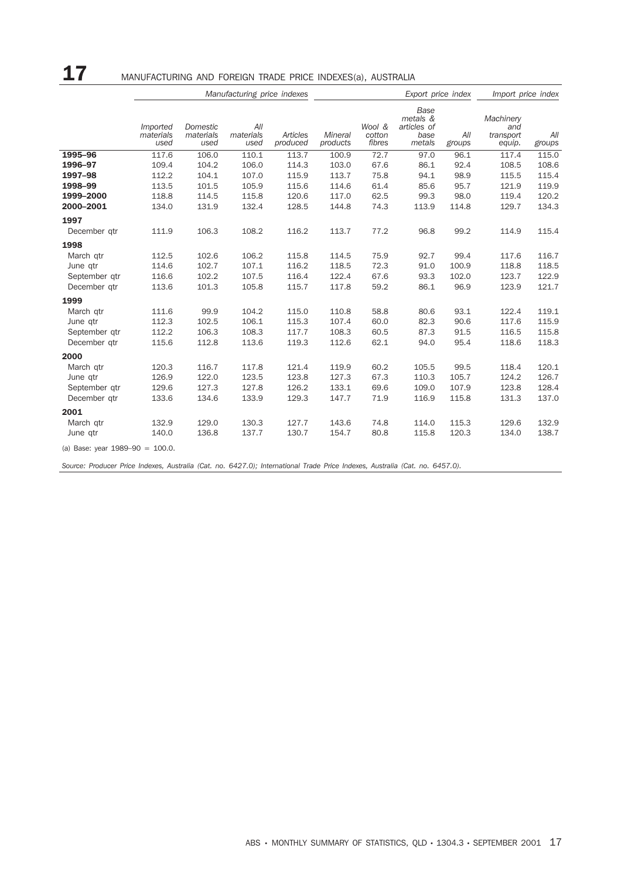# 17 MANUFACTURING AND FOREIGN TRADE PRICE INDEXES(a), AUSTRALIA

| | *Manufacturing price indexes* | | | | *Export price index* | | | | *Import price index* | |
|---|---|---|---|---|---|---|---|---|---|---|
| | *Imported materials used* | *Domestic materials used* | *All materials used* | *Articles produced* | *Mineral products* | *Wool & cotton fibres* | *Base metals & articles of base metals* | *All groups* | *Machinery and transport equip.* | *All groups* |
| **1995–96** | 117.6 | 106.0 | 110.1 | 113.7 | 100.9 | 72.7 | 97.0 | 96.1 | 117.4 | 115.0 |
| **1996–97** | 109.4 | 104.2 | 106.0 | 114.3 | 103.0 | 67.6 | 86.1 | 92.4 | 108.5 | 108.6 |
| **1997–98** | 112.2 | 104.1 | 107.0 | 115.9 | 113.7 | 75.8 | 94.1 | 98.9 | 115.5 | 115.4 |
| **1998–99** | 113.5 | 101.5 | 105.9 | 115.6 | 114.6 | 61.4 | 85.6 | 95.7 | 121.9 | 119.9 |
| **1999–2000** | 118.8 | 114.5 | 115.8 | 120.6 | 117.0 | 62.5 | 99.3 | 98.0 | 119.4 | 120.2 |
| **2000–2001** | 134.0 | 131.9 | 132.4 | 128.5 | 144.8 | 74.3 | 113.9 | 114.8 | 129.7 | 134.3 |
| **1997** | | | | | | | | | | |
| December qtr | 111.9 | 106.3 | 108.2 | 116.2 | 113.7 | 77.2 | 96.8 | 99.2 | 114.9 | 115.4 |
| **1998** | | | | | | | | | | |
| March qtr | 112.5 | 102.6 | 106.2 | 115.8 | 114.5 | 75.9 | 92.7 | 99.4 | 117.6 | 116.7 |
| June qtr | 114.6 | 102.7 | 107.1 | 116.2 | 118.5 | 72.3 | 91.0 | 100.9 | 118.8 | 118.5 |
| September qtr | 116.6 | 102.2 | 107.5 | 116.4 | 122.4 | 67.6 | 93.3 | 102.0 | 123.7 | 122.9 |
| December qtr | 113.6 | 101.3 | 105.8 | 115.7 | 117.8 | 59.2 | 86.1 | 96.9 | 123.9 | 121.7 |
| **1999** | | | | | | | | | | |
| March qtr | 111.6 | 99.9 | 104.2 | 115.0 | 110.8 | 58.8 | 80.6 | 93.1 | 122.4 | 119.1 |
| June qtr | 112.3 | 102.5 | 106.1 | 115.3 | 107.4 | 60.0 | 82.3 | 90.6 | 117.6 | 115.9 |
| September qtr | 112.2 | 106.3 | 108.3 | 117.7 | 108.3 | 60.5 | 87.3 | 91.5 | 116.5 | 115.8 |
| December qtr | 115.6 | 112.8 | 113.6 | 119.3 | 112.6 | 62.1 | 94.0 | 95.4 | 118.6 | 118.3 |
| **2000** | | | | | | | | | | |
| March qtr | 120.3 | 116.7 | 117.8 | 121.4 | 119.9 | 60.2 | 105.5 | 99.5 | 118.4 | 120.1 |
| June qtr | 126.9 | 122.0 | 123.5 | 123.8 | 127.3 | 67.3 | 110.3 | 105.7 | 124.2 | 126.7 |
| September qtr | 129.6 | 127.3 | 127.8 | 126.2 | 133.1 | 69.6 | 109.0 | 107.9 | 123.8 | 128.4 |
| December qtr | 133.6 | 134.6 | 133.9 | 129.3 | 147.7 | 71.9 | 116.9 | 115.8 | 131.3 | 137.0 |
| **2001** | | | | | | | | | | |
| March qtr | 132.9 | 129.0 | 130.3 | 127.7 | 143.6 | 74.8 | 114.0 | 115.3 | 129.6 | 132.9 |
| June qtr | 140.0 | 136.8 | 137.7 | 130.7 | 154.7 | 80.8 | 115.8 | 120.3 | 134.0 | 138.7 |

(a) Base: year 1989–90 = 100.0.

*Source: Producer Price Indexes, Australia (Cat. no. 6427.0); International Trade Price Indexes, Australia (Cat. no. 6457.0).*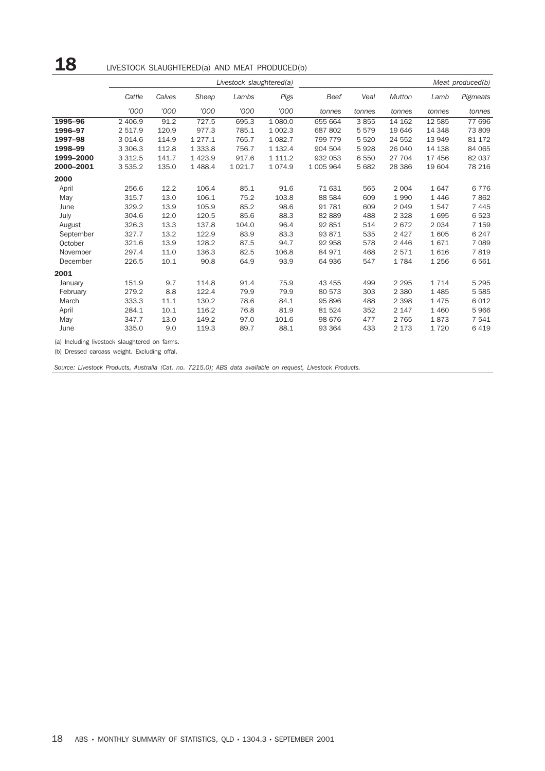# 18 LIVESTOCK SLAUGHTERED(a) AND MEAT PRODUCED(b)

| | Livestock slaughtered(a) | | | | | Meat produced(b) | | | | |
|---|---|---|---|---|---|---|---|---|---|---|
| | Cattle | Calves | Sheep | Lambs | Pigs | Beef | Veal | Mutton | Lamb | Pigmeats |
| | '000 | '000 | '000 | '000 | '000 | tonnes | tonnes | tonnes | tonnes | tonnes |
| **1995–96** | 2 406.9 | 91.2 | 727.5 | 695.3 | 1 080.0 | 655 664 | 3 855 | 14 162 | 12 585 | 77 696 |
| **1996–97** | 2 517.9 | 120.9 | 977.3 | 785.1 | 1 002.3 | 687 802 | 5 579 | 19 646 | 14 348 | 73 809 |
| **1997–98** | 3 014.6 | 114.9 | 1 277.1 | 765.7 | 1 082.7 | 799 779 | 5 520 | 24 552 | 13 949 | 81 172 |
| **1998–99** | 3 306.3 | 112.8 | 1 333.8 | 756.7 | 1 132.4 | 904 504 | 5 928 | 26 040 | 14 138 | 84 065 |
| **1999–2000** | 3 312.5 | 141.7 | 1 423.9 | 917.6 | 1 111.2 | 932 053 | 6 550 | 27 704 | 17 456 | 82 037 |
| **2000–2001** | 3 535.2 | 135.0 | 1 488.4 | 1 021.7 | 1 074.9 | 1 005 964 | 5 682 | 28 386 | 19 604 | 78 216 |
| **2000** | | | | | | | | | | |
| April | 256.6 | 12.2 | 106.4 | 85.1 | 91.6 | 71 631 | 565 | 2 004 | 1 647 | 6 776 |
| May | 315.7 | 13.0 | 106.1 | 75.2 | 103.8 | 88 584 | 609 | 1 990 | 1 446 | 7 862 |
| June | 329.2 | 13.9 | 105.9 | 85.2 | 98.6 | 91 781 | 609 | 2 049 | 1 547 | 7 445 |
| July | 304.6 | 12.0 | 120.5 | 85.6 | 88.3 | 82 889 | 488 | 2 328 | 1 695 | 6 523 |
| August | 326.3 | 13.3 | 137.8 | 104.0 | 96.4 | 92 851 | 514 | 2 672 | 2 034 | 7 159 |
| September | 327.7 | 13.2 | 122.9 | 83.9 | 83.3 | 93 871 | 535 | 2 427 | 1 605 | 6 247 |
| October | 321.6 | 13.9 | 128.2 | 87.5 | 94.7 | 92 958 | 578 | 2 446 | 1 671 | 7 089 |
| November | 297.4 | 11.0 | 136.3 | 82.5 | 106.8 | 84 971 | 468 | 2 571 | 1 616 | 7 819 |
| December | 226.5 | 10.1 | 90.8 | 64.9 | 93.9 | 64 936 | 547 | 1 784 | 1 256 | 6 561 |
| **2001** | | | | | | | | | | |
| January | 151.9 | 9.7 | 114.8 | 91.4 | 75.9 | 43 455 | 499 | 2 295 | 1 714 | 5 295 |
| February | 279.2 | 8.8 | 122.4 | 79.9 | 79.9 | 80 573 | 303 | 2 380 | 1 485 | 5 585 |
| March | 333.3 | 11.1 | 130.2 | 78.6 | 84.1 | 95 896 | 488 | 2 398 | 1 475 | 6 012 |
| April | 284.1 | 10.1 | 116.2 | 76.8 | 81.9 | 81 524 | 352 | 2 147 | 1 460 | 5 966 |
| May | 347.7 | 13.0 | 149.2 | 97.0 | 101.6 | 98 676 | 477 | 2 765 | 1 873 | 7 541 |
| June | 335.0 | 9.0 | 119.3 | 89.7 | 88.1 | 93 364 | 433 | 2 173 | 1 720 | 6 419 |

(a) Including livestock slaughtered on farms.

(b) Dressed carcass weight. Excluding offal.

*Source: Livestock Products, Australia (Cat. no. 7215.0); ABS data available on request, Livestock Products.*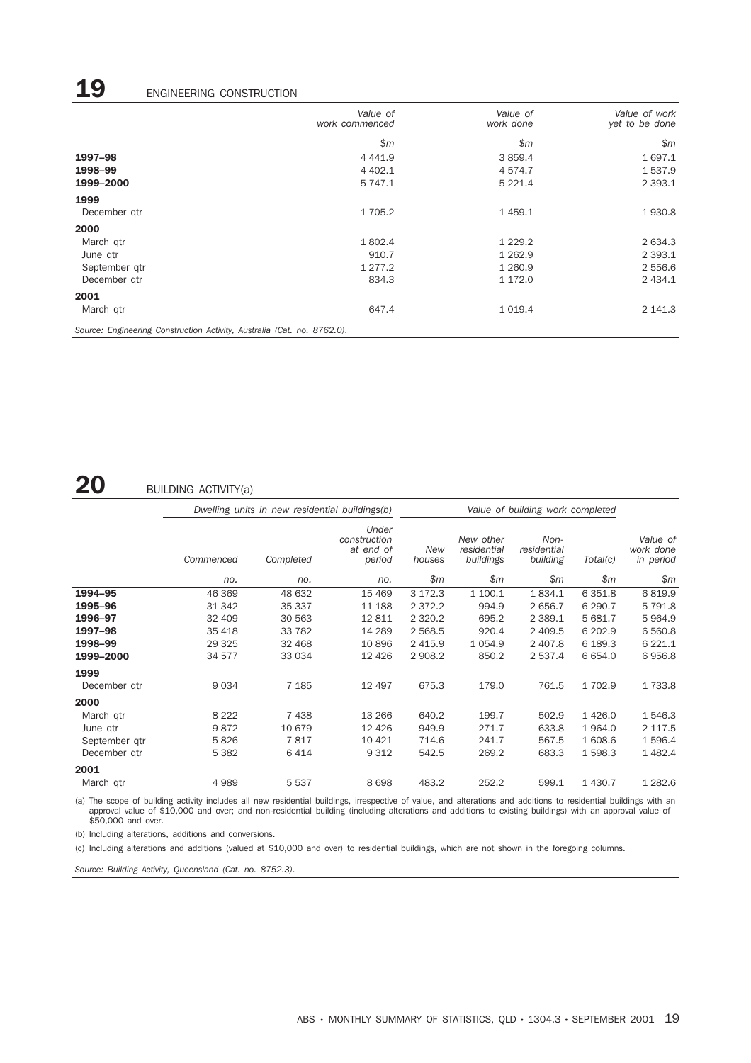## 19 ENGINEERING CONSTRUCTION

| | Value of work commenced | Value of work done | Value of work yet to be done |
|---|---|---|---|
| | $m | $m | $m |
| **1997–98** | 4 441.9 | 3 859.4 | 1 697.1 |
| **1998–99** | 4 402.1 | 4 574.7 | 1 537.9 |
| **1999–2000** | 5 747.1 | 5 221.4 | 2 393.1 |
| **1999** | | | |
| December qtr | 1 705.2 | 1 459.1 | 1 930.8 |
| **2000** | | | |
| March qtr | 1 802.4 | 1 229.2 | 2 634.3 |
| June qtr | 910.7 | 1 262.9 | 2 393.1 |
| September qtr | 1 277.2 | 1 260.9 | 2 556.6 |
| December qtr | 834.3 | 1 172.0 | 2 434.1 |
| **2001** | | | |
| March qtr | 647.4 | 1 019.4 | 2 141.3 |

*Source: Engineering Construction Activity, Australia (Cat. no. 8762.0).*

## 20 BUILDING ACTIVITY(a)

| | Dwelling units in new residential buildings(b) | | | Value of building work completed | | | | |
|---|---|---|---|---|---|---|---|---|
| | Commenced | Completed | Under construction at end of period | New houses | New other residential buildings | Non-residential building | Total(c) | Value of work done in period |
| | no. | no. | no. | $m | $m | $m | $m | $m |
| **1994–95** | 46 369 | 48 632 | 15 469 | 3 172.3 | 1 100.1 | 1 834.1 | 6 351.8 | 6 819.9 |
| **1995–96** | 31 342 | 35 337 | 11 188 | 2 372.2 | 994.9 | 2 656.7 | 6 290.7 | 5 791.8 |
| **1996–97** | 32 409 | 30 563 | 12 811 | 2 320.2 | 695.2 | 2 389.1 | 5 681.7 | 5 964.9 |
| **1997–98** | 35 418 | 33 782 | 14 289 | 2 568.5 | 920.4 | 2 409.5 | 6 202.9 | 6 560.8 |
| **1998–99** | 29 325 | 32 468 | 10 896 | 2 415.9 | 1 054.9 | 2 407.8 | 6 189.3 | 6 221.1 |
| **1999–2000** | 34 577 | 33 034 | 12 426 | 2 908.2 | 850.2 | 2 537.4 | 6 654.0 | 6 956.8 |
| **1999** | | | | | | | | |
| December qtr | 9 034 | 7 185 | 12 497 | 675.3 | 179.0 | 761.5 | 1 702.9 | 1 733.8 |
| **2000** | | | | | | | | |
| March qtr | 8 222 | 7 438 | 13 266 | 640.2 | 199.7 | 502.9 | 1 426.0 | 1 546.3 |
| June qtr | 9 872 | 10 679 | 12 426 | 949.9 | 271.7 | 633.8 | 1 964.0 | 2 117.5 |
| September qtr | 5 826 | 7 817 | 10 421 | 714.6 | 241.7 | 567.5 | 1 608.6 | 1 596.4 |
| December qtr | 5 382 | 6 414 | 9 312 | 542.5 | 269.2 | 683.3 | 1 598.3 | 1 482.4 |
| **2001** | | | | | | | | |
| March qtr | 4 989 | 5 537 | 8 698 | 483.2 | 252.2 | 599.1 | 1 430.7 | 1 282.6 |

(a) The scope of building activity includes all new residential buildings, irrespective of value, and alterations and additions to residential buildings with an approval value of $10,000 and over; and non-residential building (including alterations and additions to existing buildings) with an approval value of $50,000 and over.

(b) Including alterations, additions and conversions.

(c) Including alterations and additions (valued at $10,000 and over) to residential buildings, which are not shown in the foregoing columns.

*Source: Building Activity, Queensland (Cat. no. 8752.3).*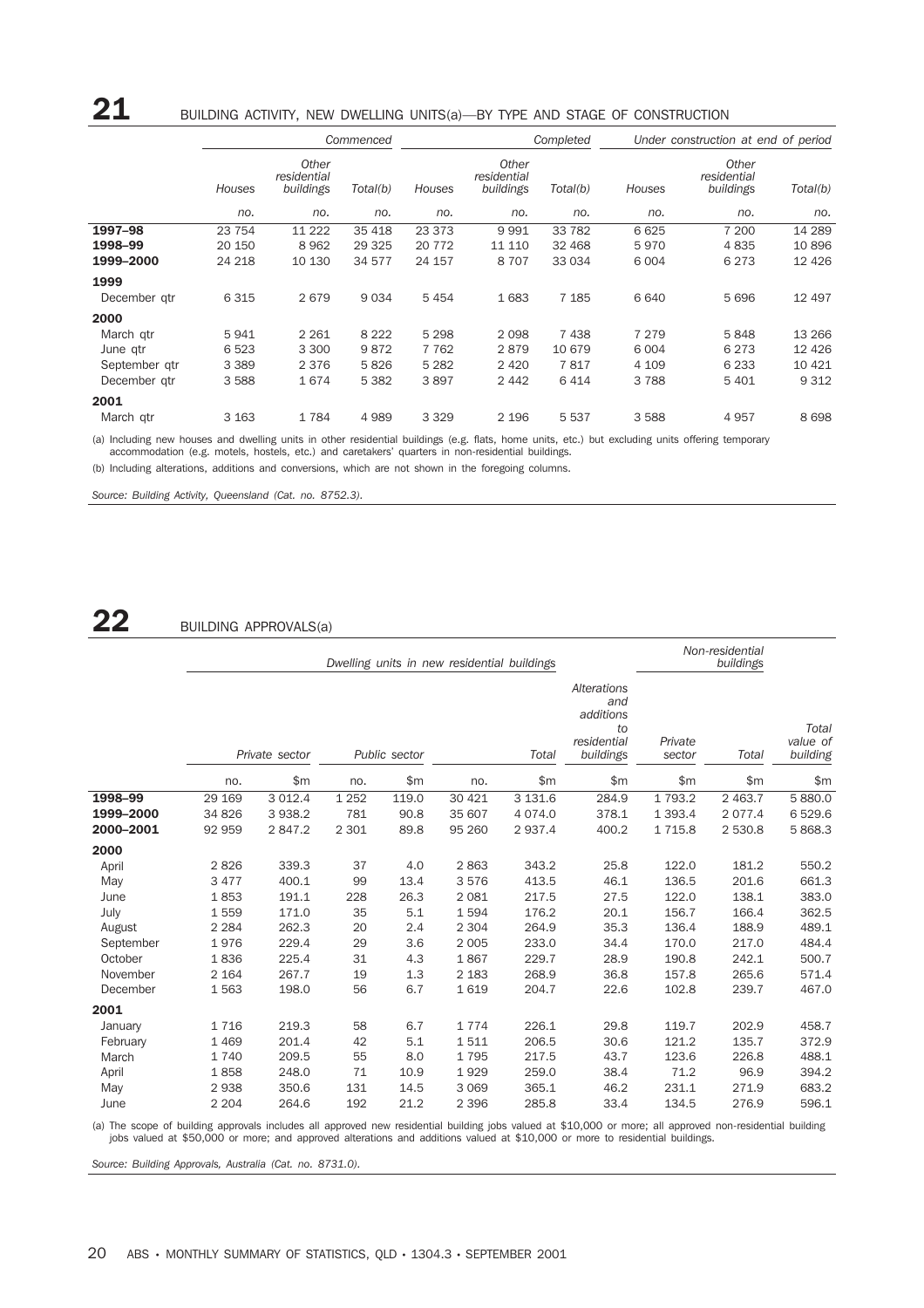## 21 BUILDING ACTIVITY, NEW DWELLING UNITS(a)—BY TYPE AND STAGE OF CONSTRUCTION

| | *Commenced* | | | *Completed* | | | *Under construction at end of period* | | |
|---|---|---|---|---|---|---|---|---|---|
| | *Houses* | *Other residential buildings* | *Total(b)* | *Houses* | *Other residential buildings* | *Total(b)* | *Houses* | *Other residential buildings* | *Total(b)* |
| | *no.* | *no.* | *no.* | *no.* | *no.* | *no.* | *no.* | *no.* | *no.* |
| **1997–98** | 23 754 | 11 222 | 35 418 | 23 373 | 9 991 | 33 782 | 6 625 | 7 200 | 14 289 |
| **1998–99** | 20 150 | 8 962 | 29 325 | 20 772 | 11 110 | 32 468 | 5 970 | 4 835 | 10 896 |
| **1999–2000** | 24 218 | 10 130 | 34 577 | 24 157 | 8 707 | 33 034 | 6 004 | 6 273 | 12 426 |
| **1999** | | | | | | | | | |
| December qtr | 6 315 | 2 679 | 9 034 | 5 454 | 1 683 | 7 185 | 6 640 | 5 696 | 12 497 |
| **2000** | | | | | | | | | |
| March qtr | 5 941 | 2 261 | 8 222 | 5 298 | 2 098 | 7 438 | 7 279 | 5 848 | 13 266 |
| June qtr | 6 523 | 3 300 | 9 872 | 7 762 | 2 879 | 10 679 | 6 004 | 6 273 | 12 426 |
| September qtr | 3 389 | 2 376 | 5 826 | 5 282 | 2 420 | 7 817 | 4 109 | 6 233 | 10 421 |
| December qtr | 3 588 | 1 674 | 5 382 | 3 897 | 2 442 | 6 414 | 3 788 | 5 401 | 9 312 |
| **2001** | | | | | | | | | |
| March qtr | 3 163 | 1 784 | 4 989 | 3 329 | 2 196 | 5 537 | 3 588 | 4 957 | 8 698 |

(a) Including new houses and dwelling units in other residential buildings (e.g. flats, home units, etc.) but excluding units offering temporary accommodation (e.g. motels, hostels, etc.) and caretakers' quarters in non-residential buildings.

(b) Including alterations, additions and conversions, which are not shown in the foregoing columns.

*Source: Building Activity, Queensland (Cat. no. 8752.3).*

## 22 BUILDING APPROVALS(a)

| | *Dwelling units in new residential buildings* | | | | | | | *Non-residential buildings* | | |
|---|---|---|---|---|---|---|---|---|---|---|
| | *Private sector* | | *Public sector* | | *Total* | | *Alterations and additions to residential buildings* | *Private sector* | *Total* | *Total value of building* |
| | no. | $m | no. | $m | no. | $m | $m | $m | $m | $m |
| **1998–99** | 29 169 | 3 012.4 | 1 252 | 119.0 | 30 421 | 3 131.6 | 284.9 | 1 793.2 | 2 463.7 | 5 880.0 |
| **1999–2000** | 34 826 | 3 938.2 | 781 | 90.8 | 35 607 | 4 074.0 | 378.1 | 1 393.4 | 2 077.4 | 6 529.6 |
| **2000–2001** | 92 959 | 2 847.2 | 2 301 | 89.8 | 95 260 | 2 937.4 | 400.2 | 1 715.8 | 2 530.8 | 5 868.3 |
| **2000** | | | | | | | | | | |
| April | 2 826 | 339.3 | 37 | 4.0 | 2 863 | 343.2 | 25.8 | 122.0 | 181.2 | 550.2 |
| May | 3 477 | 400.1 | 99 | 13.4 | 3 576 | 413.5 | 46.1 | 136.5 | 201.6 | 661.3 |
| June | 1 853 | 191.1 | 228 | 26.3 | 2 081 | 217.5 | 27.5 | 122.0 | 138.1 | 383.0 |
| July | 1 559 | 171.0 | 35 | 5.1 | 1 594 | 176.2 | 20.1 | 156.7 | 166.4 | 362.5 |
| August | 2 284 | 262.3 | 20 | 2.4 | 2 304 | 264.9 | 35.3 | 136.4 | 188.9 | 489.1 |
| September | 1 976 | 229.4 | 29 | 3.6 | 2 005 | 233.0 | 34.4 | 170.0 | 217.0 | 484.4 |
| October | 1 836 | 225.4 | 31 | 4.3 | 1 867 | 229.7 | 28.9 | 190.8 | 242.1 | 500.7 |
| November | 2 164 | 267.7 | 19 | 1.3 | 2 183 | 268.9 | 36.8 | 157.8 | 265.6 | 571.4 |
| December | 1 563 | 198.0 | 56 | 6.7 | 1 619 | 204.7 | 22.6 | 102.8 | 239.7 | 467.0 |
| **2001** | | | | | | | | | | |
| January | 1 716 | 219.3 | 58 | 6.7 | 1 774 | 226.1 | 29.8 | 119.7 | 202.9 | 458.7 |
| February | 1 469 | 201.4 | 42 | 5.1 | 1 511 | 206.5 | 30.6 | 121.2 | 135.7 | 372.9 |
| March | 1 740 | 209.5 | 55 | 8.0 | 1 795 | 217.5 | 43.7 | 123.6 | 226.8 | 488.1 |
| April | 1 858 | 248.0 | 71 | 10.9 | 1 929 | 259.0 | 38.4 | 71.2 | 96.9 | 394.2 |
| May | 2 938 | 350.6 | 131 | 14.5 | 3 069 | 365.1 | 46.2 | 231.1 | 271.9 | 683.2 |
| June | 2 204 | 264.6 | 192 | 21.2 | 2 396 | 285.8 | 33.4 | 134.5 | 276.9 | 596.1 |

(a) The scope of building approvals includes all approved new residential building jobs valued at $10,000 or more; all approved non-residential building jobs valued at $50,000 or more; and approved alterations and additions valued at $10,000 or more to residential buildings.

*Source: Building Approvals, Australia (Cat. no. 8731.0).*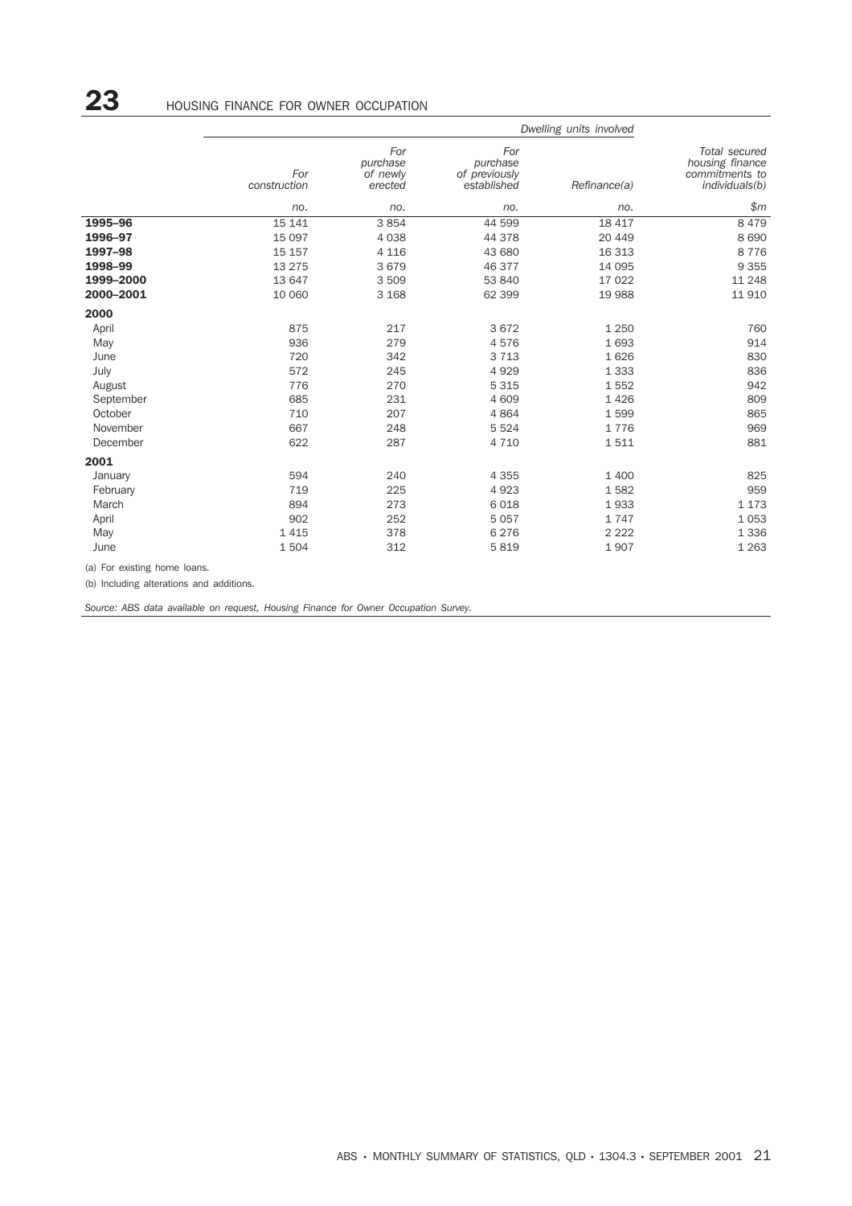## 23 HOUSING FINANCE FOR OWNER OCCUPATION

| | Dwelling units involved | | | | |
|---|---|---|---|---|---|
| | For construction | For purchase of newly erected | For purchase of previously established | Refinance(a) | Total secured housing finance commitments to individuals(b) |
| | no. | no. | no. | no. | $m |
| **1995–96** | 15 141 | 3 854 | 44 599 | 18 417 | 8 479 |
| **1996–97** | 15 097 | 4 038 | 44 378 | 20 449 | 8 690 |
| **1997–98** | 15 157 | 4 116 | 43 680 | 16 313 | 8 776 |
| **1998–99** | 13 275 | 3 679 | 46 377 | 14 095 | 9 355 |
| **1999–2000** | 13 647 | 3 509 | 53 840 | 17 022 | 11 248 |
| **2000–2001** | 10 060 | 3 168 | 62 399 | 19 988 | 11 910 |
| **2000** | | | | | |
| April | 875 | 217 | 3 672 | 1 250 | 760 |
| May | 936 | 279 | 4 576 | 1 693 | 914 |
| June | 720 | 342 | 3 713 | 1 626 | 830 |
| July | 572 | 245 | 4 929 | 1 333 | 836 |
| August | 776 | 270 | 5 315 | 1 552 | 942 |
| September | 685 | 231 | 4 609 | 1 426 | 809 |
| October | 710 | 207 | 4 864 | 1 599 | 865 |
| November | 667 | 248 | 5 524 | 1 776 | 969 |
| December | 622 | 287 | 4 710 | 1 511 | 881 |
| **2001** | | | | | |
| January | 594 | 240 | 4 355 | 1 400 | 825 |
| February | 719 | 225 | 4 923 | 1 582 | 959 |
| March | 894 | 273 | 6 018 | 1 933 | 1 173 |
| April | 902 | 252 | 5 057 | 1 747 | 1 053 |
| May | 1 415 | 378 | 6 276 | 2 222 | 1 336 |
| June | 1 504 | 312 | 5 819 | 1 907 | 1 263 |

(a) For existing home loans.

(b) Including alterations and additions.

*Source: ABS data available on request, Housing Finance for Owner Occupation Survey.*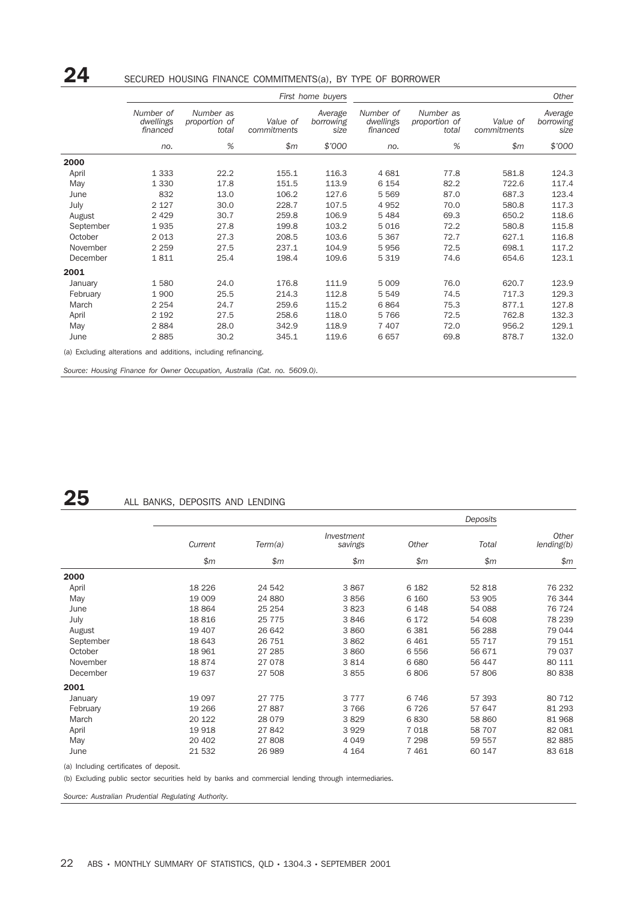## 24 SECURED HOUSING FINANCE COMMITMENTS(a), BY TYPE OF BORROWER

| | *First home buyers* | | | | *Other* | | | |
|---|---|---|---|---|---|---|---|---|
| | *Number of dwellings financed* | *Number as proportion of total* | *Value of commitments* | *Average borrowing size* | *Number of dwellings financed* | *Number as proportion of total* | *Value of commitments* | *Average borrowing size* |
| | *no.* | *%* | *$m* | *$'000* | *no.* | *%* | *$m* | *$'000* |
| **2000** | | | | | | | | |
| April | 1 333 | 22.2 | 155.1 | 116.3 | 4 681 | 77.8 | 581.8 | 124.3 |
| May | 1 330 | 17.8 | 151.5 | 113.9 | 6 154 | 82.2 | 722.6 | 117.4 |
| June | 832 | 13.0 | 106.2 | 127.6 | 5 569 | 87.0 | 687.3 | 123.4 |
| July | 2 127 | 30.0 | 228.7 | 107.5 | 4 952 | 70.0 | 580.8 | 117.3 |
| August | 2 429 | 30.7 | 259.8 | 106.9 | 5 484 | 69.3 | 650.2 | 118.6 |
| September | 1 935 | 27.8 | 199.8 | 103.2 | 5 016 | 72.2 | 580.8 | 115.8 |
| October | 2 013 | 27.3 | 208.5 | 103.6 | 5 367 | 72.7 | 627.1 | 116.8 |
| November | 2 259 | 27.5 | 237.1 | 104.9 | 5 956 | 72.5 | 698.1 | 117.2 |
| December | 1 811 | 25.4 | 198.4 | 109.6 | 5 319 | 74.6 | 654.6 | 123.1 |
| **2001** | | | | | | | | |
| January | 1 580 | 24.0 | 176.8 | 111.9 | 5 009 | 76.0 | 620.7 | 123.9 |
| February | 1 900 | 25.5 | 214.3 | 112.8 | 5 549 | 74.5 | 717.3 | 129.3 |
| March | 2 254 | 24.7 | 259.6 | 115.2 | 6 864 | 75.3 | 877.1 | 127.8 |
| April | 2 192 | 27.5 | 258.6 | 118.0 | 5 766 | 72.5 | 762.8 | 132.3 |
| May | 2 884 | 28.0 | 342.9 | 118.9 | 7 407 | 72.0 | 956.2 | 129.1 |
| June | 2 885 | 30.2 | 345.1 | 119.6 | 6 657 | 69.8 | 878.7 | 132.0 |

(a) Excluding alterations and additions, including refinancing.

*Source: Housing Finance for Owner Occupation, Australia (Cat. no. 5609.0).*

## 25 ALL BANKS, DEPOSITS AND LENDING

| | *Deposits* | | | | | |
|---|---|---|---|---|---|---|
| | *Current* | *Term(a)* | *Investment savings* | *Other* | *Total* | *Other lending(b)* |
| | *$m* | *$m* | *$m* | *$m* | *$m* | *$m* |
| **2000** | | | | | | |
| April | 18 226 | 24 542 | 3 867 | 6 182 | 52 818 | 76 232 |
| May | 19 009 | 24 880 | 3 856 | 6 160 | 53 905 | 76 344 |
| June | 18 864 | 25 254 | 3 823 | 6 148 | 54 088 | 76 724 |
| July | 18 816 | 25 775 | 3 846 | 6 172 | 54 608 | 78 239 |
| August | 19 407 | 26 642 | 3 860 | 6 381 | 56 288 | 79 044 |
| September | 18 643 | 26 751 | 3 862 | 6 461 | 55 717 | 79 151 |
| October | 18 961 | 27 285 | 3 860 | 6 556 | 56 671 | 79 037 |
| November | 18 874 | 27 078 | 3 814 | 6 680 | 56 447 | 80 111 |
| December | 19 637 | 27 508 | 3 855 | 6 806 | 57 806 | 80 838 |
| **2001** | | | | | | |
| January | 19 097 | 27 775 | 3 777 | 6 746 | 57 393 | 80 712 |
| February | 19 266 | 27 887 | 3 766 | 6 726 | 57 647 | 81 293 |
| March | 20 122 | 28 079 | 3 829 | 6 830 | 58 860 | 81 968 |
| April | 19 918 | 27 842 | 3 929 | 7 018 | 58 707 | 82 081 |
| May | 20 402 | 27 808 | 4 049 | 7 298 | 59 557 | 82 885 |
| June | 21 532 | 26 989 | 4 164 | 7 461 | 60 147 | 83 618 |

(a) Including certificates of deposit.

(b) Excluding public sector securities held by banks and commercial lending through intermediaries.

*Source: Australian Prudential Regulating Authority.*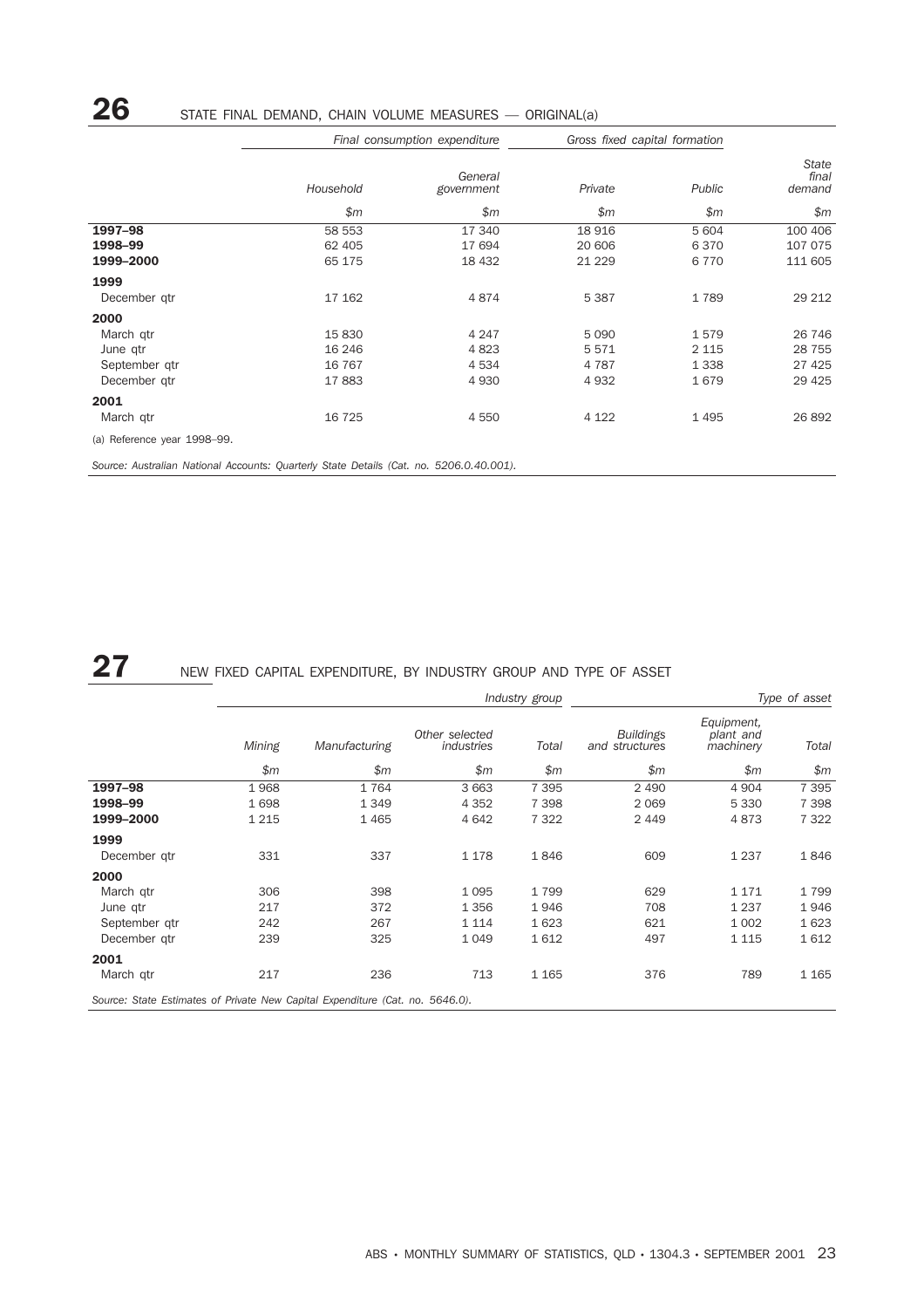## 26 STATE FINAL DEMAND, CHAIN VOLUME MEASURES — ORIGINAL(a)

| | *Final consumption expenditure* | | *Gross fixed capital formation* | | |
|---|---|---|---|---|---|
| | *Household* | *General government* | *Private* | *Public* | *State final demand* |
| | *$m* | *$m* | *$m* | *$m* | *$m* |
| **1997–98** | 58 553 | 17 340 | 18 916 | 5 604 | 100 406 |
| **1998–99** | 62 405 | 17 694 | 20 606 | 6 370 | 107 075 |
| **1999–2000** | 65 175 | 18 432 | 21 229 | 6 770 | 111 605 |
| **1999** | | | | | |
| December qtr | 17 162 | 4 874 | 5 387 | 1 789 | 29 212 |
| **2000** | | | | | |
| March qtr | 15 830 | 4 247 | 5 090 | 1 579 | 26 746 |
| June qtr | 16 246 | 4 823 | 5 571 | 2 115 | 28 755 |
| September qtr | 16 767 | 4 534 | 4 787 | 1 338 | 27 425 |
| December qtr | 17 883 | 4 930 | 4 932 | 1 679 | 29 425 |
| **2001** | | | | | |
| March qtr | 16 725 | 4 550 | 4 122 | 1 495 | 26 892 |

(a) Reference year 1998–99.

*Source: Australian National Accounts: Quarterly State Details (Cat. no. 5206.0.40.001).*

## 27 NEW FIXED CAPITAL EXPENDITURE, BY INDUSTRY GROUP AND TYPE OF ASSET

| | *Industry group* | | | | *Type of asset* | | |
|---|---|---|---|---|---|---|---|
| | *Mining* | *Manufacturing* | *Other selected industries* | *Total* | *Buildings and structures* | *Equipment, plant and machinery* | *Total* |
| | *$m* | *$m* | *$m* | *$m* | *$m* | *$m* | *$m* |
| **1997–98** | 1 968 | 1 764 | 3 663 | 7 395 | 2 490 | 4 904 | 7 395 |
| **1998–99** | 1 698 | 1 349 | 4 352 | 7 398 | 2 069 | 5 330 | 7 398 |
| **1999–2000** | 1 215 | 1 465 | 4 642 | 7 322 | 2 449 | 4 873 | 7 322 |
| **1999** | | | | | | | |
| December qtr | 331 | 337 | 1 178 | 1 846 | 609 | 1 237 | 1 846 |
| **2000** | | | | | | | |
| March qtr | 306 | 398 | 1 095 | 1 799 | 629 | 1 171 | 1 799 |
| June qtr | 217 | 372 | 1 356 | 1 946 | 708 | 1 237 | 1 946 |
| September qtr | 242 | 267 | 1 114 | 1 623 | 621 | 1 002 | 1 623 |
| December qtr | 239 | 325 | 1 049 | 1 612 | 497 | 1 115 | 1 612 |
| **2001** | | | | | | | |
| March qtr | 217 | 236 | 713 | 1 165 | 376 | 789 | 1 165 |

*Source: State Estimates of Private New Capital Expenditure (Cat. no. 5646.0).*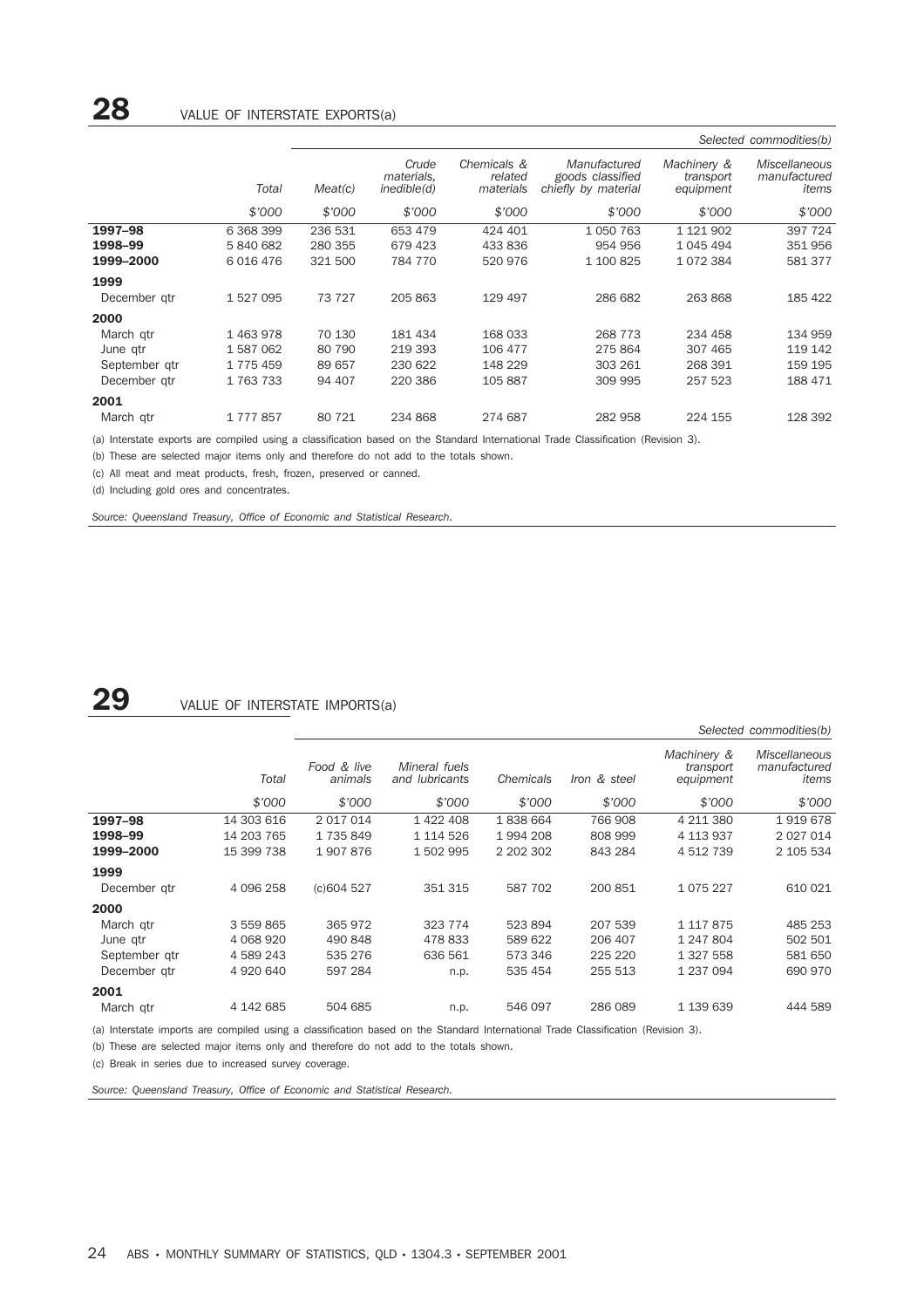## 28 VALUE OF INTERSTATE EXPORTS(a)

| | | | | | | | Selected commodities(b) |
|---|---|---|---|---|---|---|---|
| | Total | Meat(c) | Crude materials, inedible(d) | Chemicals & related materials | Manufactured goods classified chiefly by material | Machinery & transport equipment | Miscellaneous manufactured items |
| | $'000 | $'000 | $'000 | $'000 | $'000 | $'000 | $'000 |
| **1997–98** | 6 368 399 | 236 531 | 653 479 | 424 401 | 1 050 763 | 1 121 902 | 397 724 |
| **1998–99** | 5 840 682 | 280 355 | 679 423 | 433 836 | 954 956 | 1 045 494 | 351 956 |
| **1999–2000** | 6 016 476 | 321 500 | 784 770 | 520 976 | 1 100 825 | 1 072 384 | 581 377 |
| **1999** | | | | | | | |
| December qtr | 1 527 095 | 73 727 | 205 863 | 129 497 | 286 682 | 263 868 | 185 422 |
| **2000** | | | | | | | |
| March qtr | 1 463 978 | 70 130 | 181 434 | 168 033 | 268 773 | 234 458 | 134 959 |
| June qtr | 1 587 062 | 80 790 | 219 393 | 106 477 | 275 864 | 307 465 | 119 142 |
| September qtr | 1 775 459 | 89 657 | 230 622 | 148 229 | 303 261 | 268 391 | 159 195 |
| December qtr | 1 763 733 | 94 407 | 220 386 | 105 887 | 309 995 | 257 523 | 188 471 |
| **2001** | | | | | | | |
| March qtr | 1 777 857 | 80 721 | 234 868 | 274 687 | 282 958 | 224 155 | 128 392 |

(a) Interstate exports are compiled using a classification based on the Standard International Trade Classification (Revision 3).

(b) These are selected major items only and therefore do not add to the totals shown.

(c) All meat and meat products, fresh, frozen, preserved or canned.

(d) Including gold ores and concentrates.

*Source: Queensland Treasury, Office of Economic and Statistical Research.*

## 29 VALUE OF INTERSTATE IMPORTS(a)

| | | | | | | | Selected commodities(b) |
|---|---|---|---|---|---|---|---|
| | Total | Food & live animals | Mineral fuels and lubricants | Chemicals | Iron & steel | Machinery & transport equipment | Miscellaneous manufactured items |
| | $'000 | $'000 | $'000 | $'000 | $'000 | $'000 | $'000 |
| **1997–98** | 14 303 616 | 2 017 014 | 1 422 408 | 1 838 664 | 766 908 | 4 211 380 | 1 919 678 |
| **1998–99** | 14 203 765 | 1 735 849 | 1 114 526 | 1 994 208 | 808 999 | 4 113 937 | 2 027 014 |
| **1999–2000** | 15 399 738 | 1 907 876 | 1 502 995 | 2 202 302 | 843 284 | 4 512 739 | 2 105 534 |
| **1999** | | | | | | | |
| December qtr | 4 096 258 | (c)604 527 | 351 315 | 587 702 | 200 851 | 1 075 227 | 610 021 |
| **2000** | | | | | | | |
| March qtr | 3 559 865 | 365 972 | 323 774 | 523 894 | 207 539 | 1 117 875 | 485 253 |
| June qtr | 4 068 920 | 490 848 | 478 833 | 589 622 | 206 407 | 1 247 804 | 502 501 |
| September qtr | 4 589 243 | 535 276 | 636 561 | 573 346 | 225 220 | 1 327 558 | 581 650 |
| December qtr | 4 920 640 | 597 284 | n.p. | 535 454 | 255 513 | 1 237 094 | 690 970 |
| **2001** | | | | | | | |
| March qtr | 4 142 685 | 504 685 | n.p. | 546 097 | 286 089 | 1 139 639 | 444 589 |

(a) Interstate imports are compiled using a classification based on the Standard International Trade Classification (Revision 3).

(b) These are selected major items only and therefore do not add to the totals shown.

(c) Break in series due to increased survey coverage.

*Source: Queensland Treasury, Office of Economic and Statistical Research.*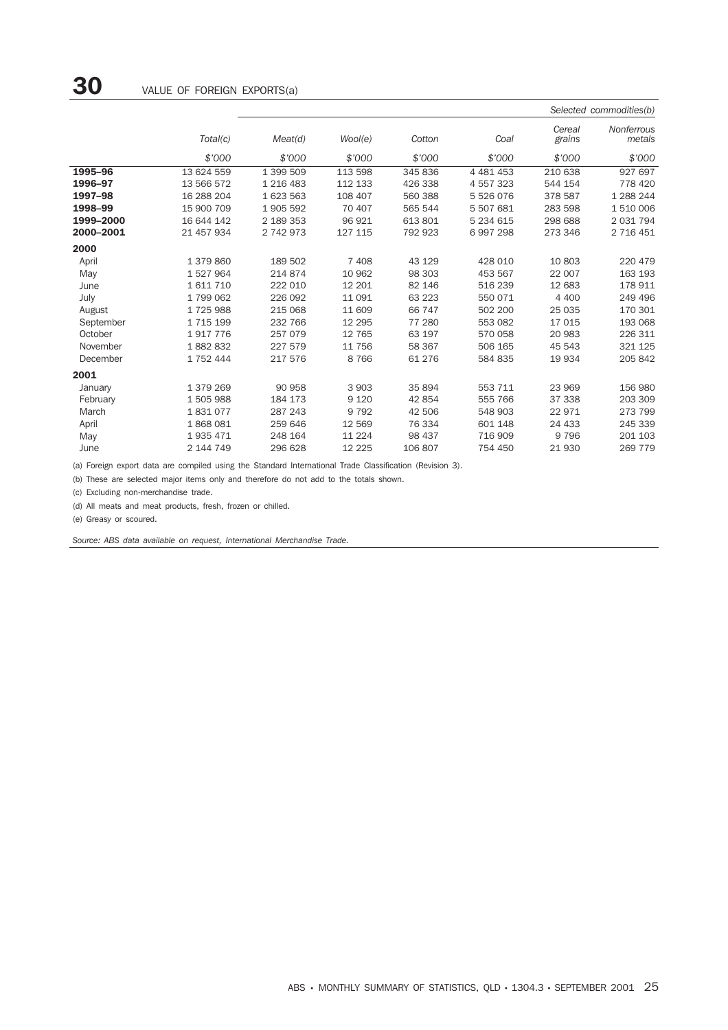# 30 VALUE OF FOREIGN EXPORTS(a)

| | | Selected commodities(b) | | | | | |
|---|---|---|---|---|---|---|---|
| | Total(c) | Meat(d) | Wool(e) | Cotton | Coal | Cereal grains | Nonferrous metals |
| | $'000 | $'000 | $'000 | $'000 | $'000 | $'000 | $'000 |
| **1995–96** | 13 624 559 | 1 399 509 | 113 598 | 345 836 | 4 481 453 | 210 638 | 927 697 |
| **1996–97** | 13 566 572 | 1 216 483 | 112 133 | 426 338 | 4 557 323 | 544 154 | 778 420 |
| **1997–98** | 16 288 204 | 1 623 563 | 108 407 | 560 388 | 5 526 076 | 378 587 | 1 288 244 |
| **1998–99** | 15 900 709 | 1 905 592 | 70 407 | 565 544 | 5 507 681 | 283 598 | 1 510 006 |
| **1999–2000** | 16 644 142 | 2 189 353 | 96 921 | 613 801 | 5 234 615 | 298 688 | 2 031 794 |
| **2000–2001** | 21 457 934 | 2 742 973 | 127 115 | 792 923 | 6 997 298 | 273 346 | 2 716 451 |
| **2000** | | | | | | | |
| April | 1 379 860 | 189 502 | 7 408 | 43 129 | 428 010 | 10 803 | 220 479 |
| May | 1 527 964 | 214 874 | 10 962 | 98 303 | 453 567 | 22 007 | 163 193 |
| June | 1 611 710 | 222 010 | 12 201 | 82 146 | 516 239 | 12 683 | 178 911 |
| July | 1 799 062 | 226 092 | 11 091 | 63 223 | 550 071 | 4 400 | 249 496 |
| August | 1 725 988 | 215 068 | 11 609 | 66 747 | 502 200 | 25 035 | 170 301 |
| September | 1 715 199 | 232 766 | 12 295 | 77 280 | 553 082 | 17 015 | 193 068 |
| October | 1 917 776 | 257 079 | 12 765 | 63 197 | 570 058 | 20 983 | 226 311 |
| November | 1 882 832 | 227 579 | 11 756 | 58 367 | 506 165 | 45 543 | 321 125 |
| December | 1 752 444 | 217 576 | 8 766 | 61 276 | 584 835 | 19 934 | 205 842 |
| **2001** | | | | | | | |
| January | 1 379 269 | 90 958 | 3 903 | 35 894 | 553 711 | 23 969 | 156 980 |
| February | 1 505 988 | 184 173 | 9 120 | 42 854 | 555 766 | 37 338 | 203 309 |
| March | 1 831 077 | 287 243 | 9 792 | 42 506 | 548 903 | 22 971 | 273 799 |
| April | 1 868 081 | 259 646 | 12 569 | 76 334 | 601 148 | 24 433 | 245 339 |
| May | 1 935 471 | 248 164 | 11 224 | 98 437 | 716 909 | 9 796 | 201 103 |
| June | 2 144 749 | 296 628 | 12 225 | 106 807 | 754 450 | 21 930 | 269 779 |

(a) Foreign export data are compiled using the Standard International Trade Classification (Revision 3).

(b) These are selected major items only and therefore do not add to the totals shown.

(c) Excluding non-merchandise trade.

(d) All meats and meat products, fresh, frozen or chilled.

(e) Greasy or scoured.

*Source: ABS data available on request, International Merchandise Trade.*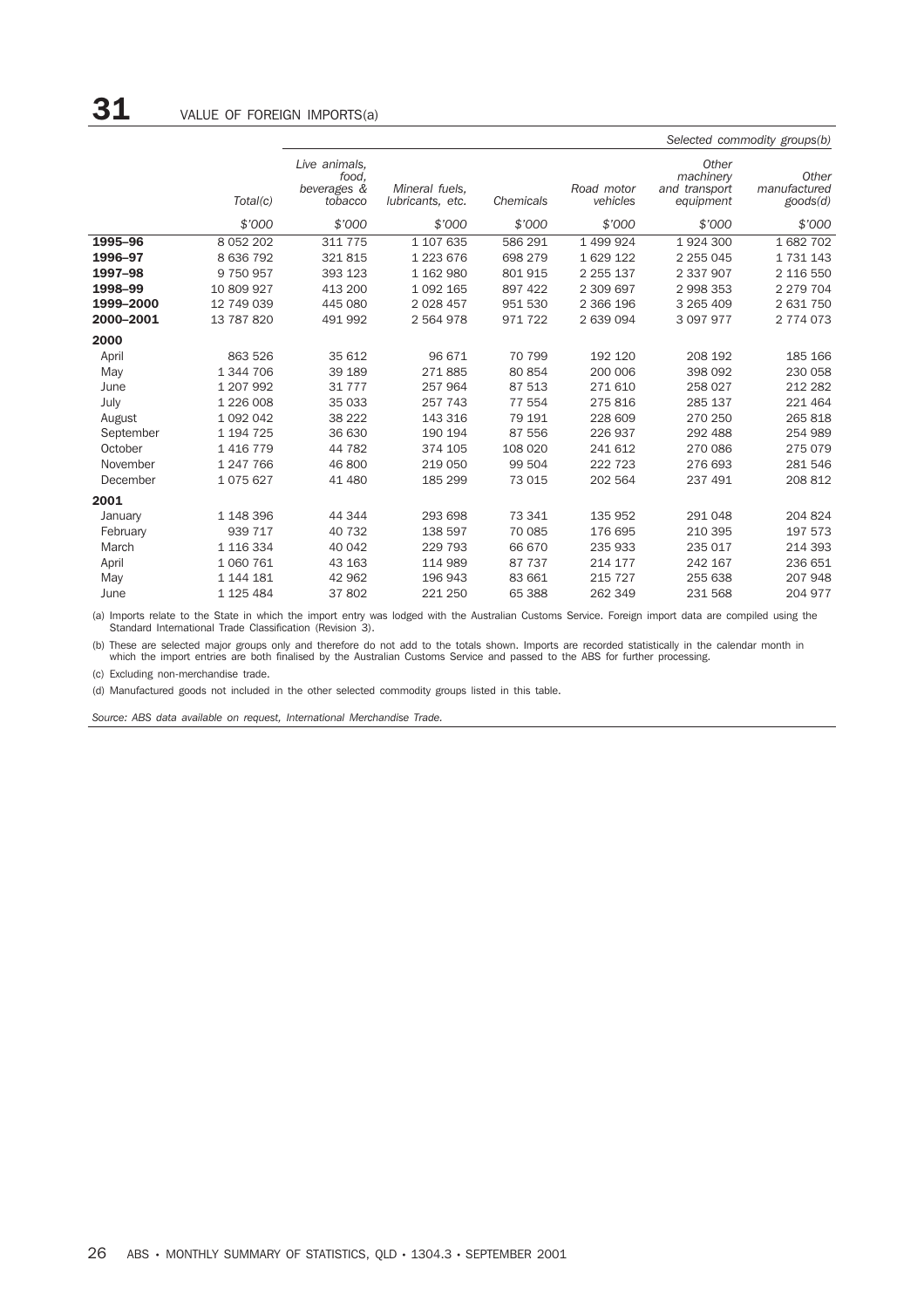# 31 VALUE OF FOREIGN IMPORTS(a)

| | | Selected commodity groups(b) | | | | | |
|---|---|---|---|---|---|---|---|
| | Total(c) | Live animals, food, beverages & tobacco | Mineral fuels, lubricants, etc. | Chemicals | Road motor vehicles | Other machinery and transport equipment | Other manufactured goods(d) |
| | $'000 | $'000 | $'000 | $'000 | $'000 | $'000 | $'000 |
| **1995–96** | 8 052 202 | 311 775 | 1 107 635 | 586 291 | 1 499 924 | 1 924 300 | 1 682 702 |
| **1996–97** | 8 636 792 | 321 815 | 1 223 676 | 698 279 | 1 629 122 | 2 255 045 | 1 731 143 |
| **1997–98** | 9 750 957 | 393 123 | 1 162 980 | 801 915 | 2 255 137 | 2 337 907 | 2 116 550 |
| **1998–99** | 10 809 927 | 413 200 | 1 092 165 | 897 422 | 2 309 697 | 2 998 353 | 2 279 704 |
| **1999–2000** | 12 749 039 | 445 080 | 2 028 457 | 951 530 | 2 366 196 | 3 265 409 | 2 631 750 |
| **2000–2001** | 13 787 820 | 491 992 | 2 564 978 | 971 722 | 2 639 094 | 3 097 977 | 2 774 073 |
| **2000** | | | | | | | |
| April | 863 526 | 35 612 | 96 671 | 70 799 | 192 120 | 208 192 | 185 166 |
| May | 1 344 706 | 39 189 | 271 885 | 80 854 | 200 006 | 398 092 | 230 058 |
| June | 1 207 992 | 31 777 | 257 964 | 87 513 | 271 610 | 258 027 | 212 282 |
| July | 1 226 008 | 35 033 | 257 743 | 77 554 | 275 816 | 285 137 | 221 464 |
| August | 1 092 042 | 38 222 | 143 316 | 79 191 | 228 609 | 270 250 | 265 818 |
| September | 1 194 725 | 36 630 | 190 194 | 87 556 | 226 937 | 292 488 | 254 989 |
| October | 1 416 779 | 44 782 | 374 105 | 108 020 | 241 612 | 270 086 | 275 079 |
| November | 1 247 766 | 46 800 | 219 050 | 99 504 | 222 723 | 276 693 | 281 546 |
| December | 1 075 627 | 41 480 | 185 299 | 73 015 | 202 564 | 237 491 | 208 812 |
| **2001** | | | | | | | |
| January | 1 148 396 | 44 344 | 293 698 | 73 341 | 135 952 | 291 048 | 204 824 |
| February | 939 717 | 40 732 | 138 597 | 70 085 | 176 695 | 210 395 | 197 573 |
| March | 1 116 334 | 40 042 | 229 793 | 66 670 | 235 933 | 235 017 | 214 393 |
| April | 1 060 761 | 43 163 | 114 989 | 87 737 | 214 177 | 242 167 | 236 651 |
| May | 1 144 181 | 42 962 | 196 943 | 83 661 | 215 727 | 255 638 | 207 948 |
| June | 1 125 484 | 37 802 | 221 250 | 65 388 | 262 349 | 231 568 | 204 977 |

(a) Imports relate to the State in which the import entry was lodged with the Australian Customs Service. Foreign import data are compiled using the Standard International Trade Classification (Revision 3).

(b) These are selected major groups only and therefore do not add to the totals shown. Imports are recorded statistically in the calendar month in which the import entries are both finalised by the Australian Customs Service and passed to the ABS for further processing.

(c) Excluding non-merchandise trade.

(d) Manufactured goods not included in the other selected commodity groups listed in this table.

*Source: ABS data available on request, International Merchandise Trade.*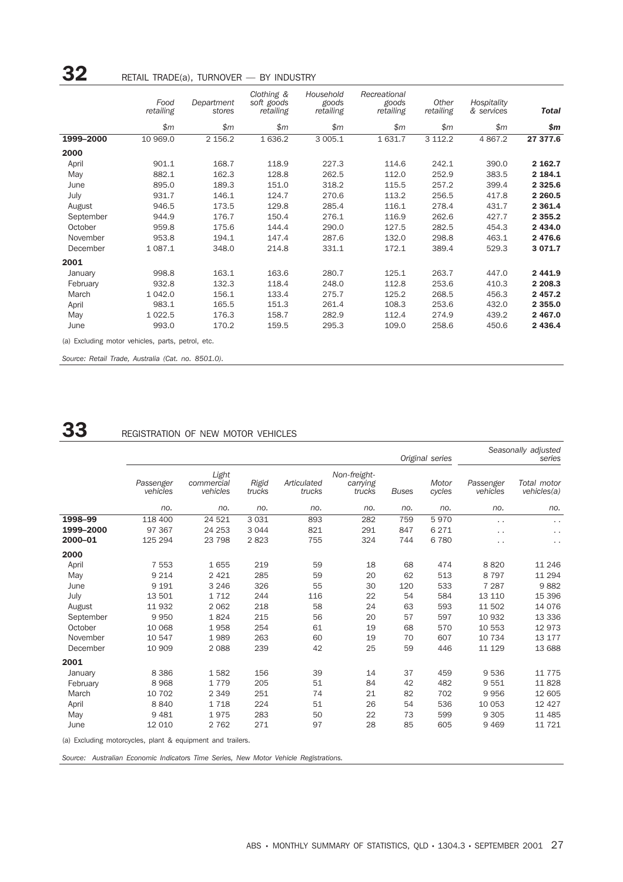## 32 RETAIL TRADE(a), TURNOVER — BY INDUSTRY

| | Food retailing | Department stores | Clothing & soft goods retailing | Household goods retailing | Recreational goods retailing | Other retailing | Hospitality & services | **Total** |
|---|---|---|---|---|---|---|---|---|
| | $m | $m | $m | $m | $m | $m | $m | **$m** |
| **1999–2000** | 10 969.0 | 2 156.2 | 1 636.2 | 3 005.1 | 1 631.7 | 3 112.2 | 4 867.2 | **27 377.6** |
| **2000** | | | | | | | | |
| April | 901.1 | 168.7 | 118.9 | 227.3 | 114.6 | 242.1 | 390.0 | **2 162.7** |
| May | 882.1 | 162.3 | 128.8 | 262.5 | 112.0 | 252.9 | 383.5 | **2 184.1** |
| June | 895.0 | 189.3 | 151.0 | 318.2 | 115.5 | 257.2 | 399.4 | **2 325.6** |
| July | 931.7 | 146.1 | 124.7 | 270.6 | 113.2 | 256.5 | 417.8 | **2 260.5** |
| August | 946.5 | 173.5 | 129.8 | 285.4 | 116.1 | 278.4 | 431.7 | **2 361.4** |
| September | 944.9 | 176.7 | 150.4 | 276.1 | 116.9 | 262.6 | 427.7 | **2 355.2** |
| October | 959.8 | 175.6 | 144.4 | 290.0 | 127.5 | 282.5 | 454.3 | **2 434.0** |
| November | 953.8 | 194.1 | 147.4 | 287.6 | 132.0 | 298.8 | 463.1 | **2 476.6** |
| December | 1 087.1 | 348.0 | 214.8 | 331.1 | 172.1 | 389.4 | 529.3 | **3 071.7** |
| **2001** | | | | | | | | |
| January | 998.8 | 163.1 | 163.6 | 280.7 | 125.1 | 263.7 | 447.0 | **2 441.9** |
| February | 932.8 | 132.3 | 118.4 | 248.0 | 112.8 | 253.6 | 410.3 | **2 208.3** |
| March | 1 042.0 | 156.1 | 133.4 | 275.7 | 125.2 | 268.5 | 456.3 | **2 457.2** |
| April | 983.1 | 165.5 | 151.3 | 261.4 | 108.3 | 253.6 | 432.0 | **2 355.0** |
| May | 1 022.5 | 176.3 | 158.7 | 282.9 | 112.4 | 274.9 | 439.2 | **2 467.0** |
| June | 993.0 | 170.2 | 159.5 | 295.3 | 109.0 | 258.6 | 450.6 | **2 436.4** |

(a) Excluding motor vehicles, parts, petrol, etc.

*Source: Retail Trade, Australia (Cat. no. 8501.0).*

## 33 REGISTRATION OF NEW MOTOR VEHICLES

| | *Original series* | | | | | | | *Seasonally adjusted series* | |
|---|---|---|---|---|---|---|---|---|---|
| | Passenger vehicles | Light commercial vehicles | Rigid trucks | Articulated trucks | Non-freight-carrying trucks | Buses | Motor cycles | Passenger vehicles | Total motor vehicles(a) |
| | no. | no. | no. | no. | no. | no. | no. | no. | no. |
| **1998–99** | 118 400 | 24 521 | 3 031 | 893 | 282 | 759 | 5 970 | . . | . . |
| **1999–2000** | 97 367 | 24 253 | 3 044 | 821 | 291 | 847 | 6 271 | . . | . . |
| **2000–01** | 125 294 | 23 798 | 2 823 | 755 | 324 | 744 | 6 780 | . . | . . |
| **2000** | | | | | | | | | |
| April | 7 553 | 1 655 | 219 | 59 | 18 | 68 | 474 | 8 820 | 11 246 |
| May | 9 214 | 2 421 | 285 | 59 | 20 | 62 | 513 | 8 797 | 11 294 |
| June | 9 191 | 3 246 | 326 | 55 | 30 | 120 | 533 | 7 287 | 9 882 |
| July | 13 501 | 1 712 | 244 | 116 | 22 | 54 | 584 | 13 110 | 15 396 |
| August | 11 932 | 2 062 | 218 | 58 | 24 | 63 | 593 | 11 502 | 14 076 |
| September | 9 950 | 1 824 | 215 | 56 | 20 | 57 | 597 | 10 932 | 13 336 |
| October | 10 068 | 1 958 | 254 | 61 | 19 | 68 | 570 | 10 553 | 12 973 |
| November | 10 547 | 1 989 | 263 | 60 | 19 | 70 | 607 | 10 734 | 13 177 |
| December | 10 909 | 2 088 | 239 | 42 | 25 | 59 | 446 | 11 129 | 13 688 |
| **2001** | | | | | | | | | |
| January | 8 386 | 1 582 | 156 | 39 | 14 | 37 | 459 | 9 536 | 11 775 |
| February | 8 968 | 1 779 | 205 | 51 | 84 | 42 | 482 | 9 551 | 11 828 |
| March | 10 702 | 2 349 | 251 | 74 | 21 | 82 | 702 | 9 956 | 12 605 |
| April | 8 840 | 1 718 | 224 | 51 | 26 | 54 | 536 | 10 053 | 12 427 |
| May | 9 481 | 1 975 | 283 | 50 | 22 | 73 | 599 | 9 305 | 11 485 |
| June | 12 010 | 2 762 | 271 | 97 | 28 | 85 | 605 | 9 469 | 11 721 |

(a) Excluding motorcycles, plant & equipment and trailers.

*Source: Australian Economic Indicators Time Series, New Motor Vehicle Registrations.*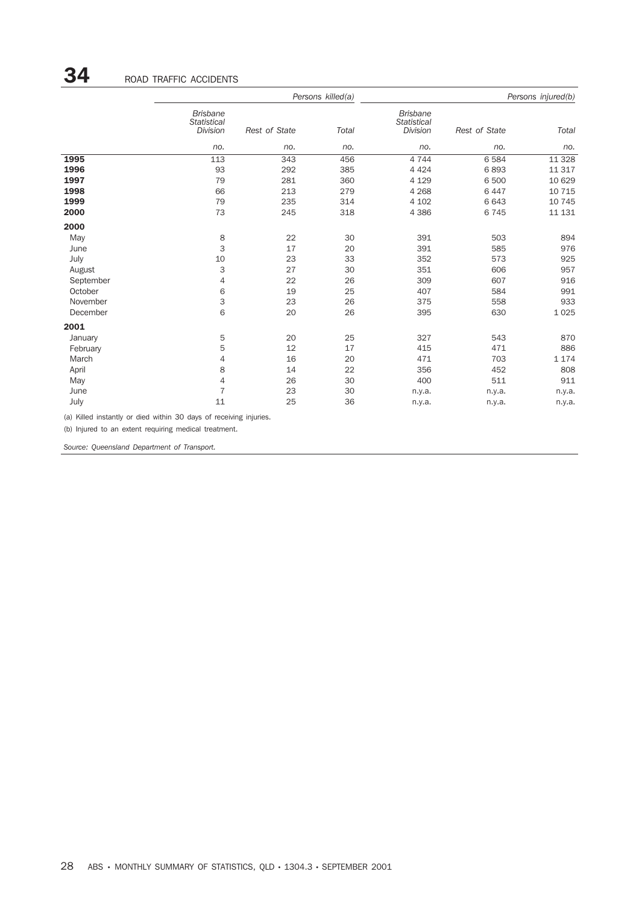# 34 ROAD TRAFFIC ACCIDENTS

| | Persons killed(a) | | | Persons injured(b) | | |
|---|---|---|---|---|---|---|
| | Brisbane Statistical Division | Rest of State | Total | Brisbane Statistical Division | Rest of State | Total |
| | no. | no. | no. | no. | no. | no. |
| **1995** | 113 | 343 | 456 | 4 744 | 6 584 | 11 328 |
| **1996** | 93 | 292 | 385 | 4 424 | 6 893 | 11 317 |
| **1997** | 79 | 281 | 360 | 4 129 | 6 500 | 10 629 |
| **1998** | 66 | 213 | 279 | 4 268 | 6 447 | 10 715 |
| **1999** | 79 | 235 | 314 | 4 102 | 6 643 | 10 745 |
| **2000** | 73 | 245 | 318 | 4 386 | 6 745 | 11 131 |
| **2000** | | | | | | |
| May | 8 | 22 | 30 | 391 | 503 | 894 |
| June | 3 | 17 | 20 | 391 | 585 | 976 |
| July | 10 | 23 | 33 | 352 | 573 | 925 |
| August | 3 | 27 | 30 | 351 | 606 | 957 |
| September | 4 | 22 | 26 | 309 | 607 | 916 |
| October | 6 | 19 | 25 | 407 | 584 | 991 |
| November | 3 | 23 | 26 | 375 | 558 | 933 |
| December | 6 | 20 | 26 | 395 | 630 | 1 025 |
| **2001** | | | | | | |
| January | 5 | 20 | 25 | 327 | 543 | 870 |
| February | 5 | 12 | 17 | 415 | 471 | 886 |
| March | 4 | 16 | 20 | 471 | 703 | 1 174 |
| April | 8 | 14 | 22 | 356 | 452 | 808 |
| May | 4 | 26 | 30 | 400 | 511 | 911 |
| June | 7 | 23 | 30 | n.y.a. | n.y.a. | n.y.a. |
| July | 11 | 25 | 36 | n.y.a. | n.y.a. | n.y.a. |

(a) Killed instantly or died within 30 days of receiving injuries.

(b) Injured to an extent requiring medical treatment.

*Source: Queensland Department of Transport.*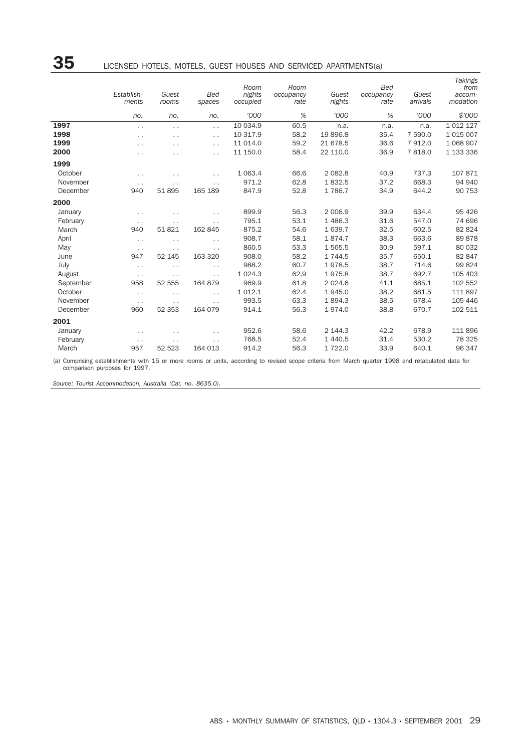## 35 LICENSED HOTELS, MOTELS, GUEST HOUSES AND SERVICED APARTMENTS(a)

| | Establish-ments | Guest rooms | Bed spaces | Room nights occupied | Room occupancy rate | Guest nights | Bed occupancy rate | Guest arrivals | Takings from accom-modation |
|---|---|---|---|---|---|---|---|---|---|
| | no. | no. | no. | '000 | % | '000 | % | '000 | $'000 |
| **1997** | . . | . . | . . | 10 034.9 | 60.5 | n.a. | n.a. | n.a. | 1 012 127 |
| **1998** | . . | . . | . . | 10 317.9 | 58.2 | 19 896.8 | 35.4 | 7 590.0 | 1 015 007 |
| **1999** | . . | . . | . . | 11 014.0 | 59.2 | 21 678.5 | 36.6 | 7 912.0 | 1 068 907 |
| **2000** | . . | . . | . . | 11 150.0 | 58.4 | 22 110.0 | 36.9 | 7 818.0 | 1 133 336 |
| **1999** | | | | | | | | | |
| October | . . | . . | . . | 1 063.4 | 66.6 | 2 082.8 | 40.9 | 737.3 | 107 871 |
| November | . . | . . | . . | 971.2 | 62.8 | 1 832.5 | 37.2 | 668.3 | 94 940 |
| December | 940 | 51 895 | 165 189 | 847.9 | 52.8 | 1 786.7 | 34.9 | 644.2 | 90 753 |
| **2000** | | | | | | | | | |
| January | . . | . . | . . | 899.9 | 56.3 | 2 006.9 | 39.9 | 634.4 | 95 426 |
| February | . . | . . | . . | 795.1 | 53.1 | 1 486.3 | 31.6 | 547.0 | 74 696 |
| March | 940 | 51 821 | 162 845 | 875.2 | 54.6 | 1 639.7 | 32.5 | 602.5 | 82 824 |
| April | . . | . . | . . | 908.7 | 58.1 | 1 874.7 | 38.3 | 663.6 | 89 878 |
| May | . . | . . | . . | 860.5 | 53.3 | 1 565.5 | 30.9 | 597.1 | 80 032 |
| June | 947 | 52 145 | 163 320 | 908.0 | 58.2 | 1 744.5 | 35.7 | 650.1 | 82 847 |
| July | . . | . . | . . | 988.2 | 60.7 | 1 978.5 | 38.7 | 714.6 | 99 824 |
| August | . . | . . | . . | 1 024.3 | 62.9 | 1 975.8 | 38.7 | 692.7 | 105 403 |
| September | 958 | 52 555 | 164 879 | 969.9 | 61.8 | 2 024.6 | 41.1 | 685.1 | 102 552 |
| October | . . | . . | . . | 1 012.1 | 62.4 | 1 945.0 | 38.2 | 681.5 | 111 897 |
| November | . . | . . | . . | 993.5 | 63.3 | 1 894.3 | 38.5 | 678.4 | 105 446 |
| December | 960 | 52 353 | 164 079 | 914.1 | 56.3 | 1 974.0 | 38.8 | 670.7 | 102 511 |
| **2001** | | | | | | | | | |
| January | . . | . . | . . | 952.6 | 58.6 | 2 144.3 | 42.2 | 678.9 | 111 896 |
| February | . . | . . | . . | 768.5 | 52.4 | 1 440.5 | 31.4 | 530.2 | 78 325 |
| March | 957 | 52 523 | 164 013 | 914.2 | 56.3 | 1 722.0 | 33.9 | 640.1 | 96 347 |

(a) Comprising establishments with 15 or more rooms or units, according to revised scope criteria from March quarter 1998 and retabulated data for comparison purposes for 1997.

*Source: Tourist Accommodation, Australia (Cat. no. 8635.0).*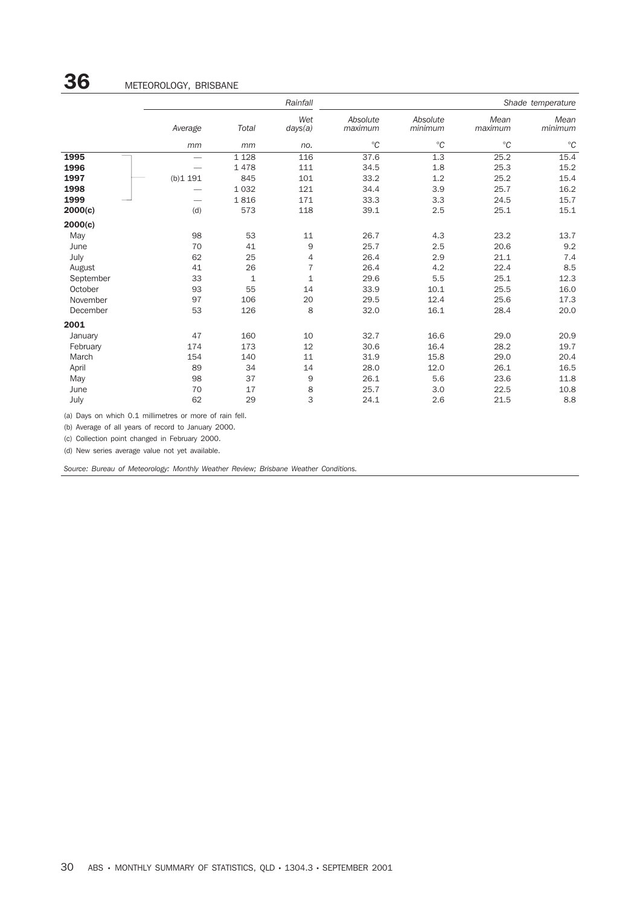# 36 METEOROLOGY, BRISBANE

| | Rainfall | | | Shade temperature | | | |
|---|---|---|---|---|---|---|---|
| | *Average* | *Total* | *Wet days(a)* | *Absolute maximum* | *Absolute minimum* | *Mean maximum* | *Mean minimum* |
| | *mm* | *mm* | *no.* | *°C* | *°C* | *°C* | *°C* |
| **1995** | — | 1 128 | 116 | 37.6 | 1.3 | 25.2 | 15.4 |
| **1996** | — | 1 478 | 111 | 34.5 | 1.8 | 25.3 | 15.2 |
| **1997** | (b)1 191 | 845 | 101 | 33.2 | 1.2 | 25.2 | 15.4 |
| **1998** | — | 1 032 | 121 | 34.4 | 3.9 | 25.7 | 16.2 |
| **1999** | — | 1 816 | 171 | 33.3 | 3.3 | 24.5 | 15.7 |
| **2000(c)** | (d) | 573 | 118 | 39.1 | 2.5 | 25.1 | 15.1 |
| **2000(c)** | | | | | | | |
| May | 98 | 53 | 11 | 26.7 | 4.3 | 23.2 | 13.7 |
| June | 70 | 41 | 9 | 25.7 | 2.5 | 20.6 | 9.2 |
| July | 62 | 25 | 4 | 26.4 | 2.9 | 21.1 | 7.4 |
| August | 41 | 26 | 7 | 26.4 | 4.2 | 22.4 | 8.5 |
| September | 33 | 1 | 1 | 29.6 | 5.5 | 25.1 | 12.3 |
| October | 93 | 55 | 14 | 33.9 | 10.1 | 25.5 | 16.0 |
| November | 97 | 106 | 20 | 29.5 | 12.4 | 25.6 | 17.3 |
| December | 53 | 126 | 8 | 32.0 | 16.1 | 28.4 | 20.0 |
| **2001** | | | | | | | |
| January | 47 | 160 | 10 | 32.7 | 16.6 | 29.0 | 20.9 |
| February | 174 | 173 | 12 | 30.6 | 16.4 | 28.2 | 19.7 |
| March | 154 | 140 | 11 | 31.9 | 15.8 | 29.0 | 20.4 |
| April | 89 | 34 | 14 | 28.0 | 12.0 | 26.1 | 16.5 |
| May | 98 | 37 | 9 | 26.1 | 5.6 | 23.6 | 11.8 |
| June | 70 | 17 | 8 | 25.7 | 3.0 | 22.5 | 10.8 |
| July | 62 | 29 | 3 | 24.1 | 2.6 | 21.5 | 8.8 |

(a) Days on which 0.1 millimetres or more of rain fell.

(b) Average of all years of record to January 2000.

(c) Collection point changed in February 2000.

(d) New series average value not yet available.

*Source: Bureau of Meteorology: Monthly Weather Review; Brisbane Weather Conditions.*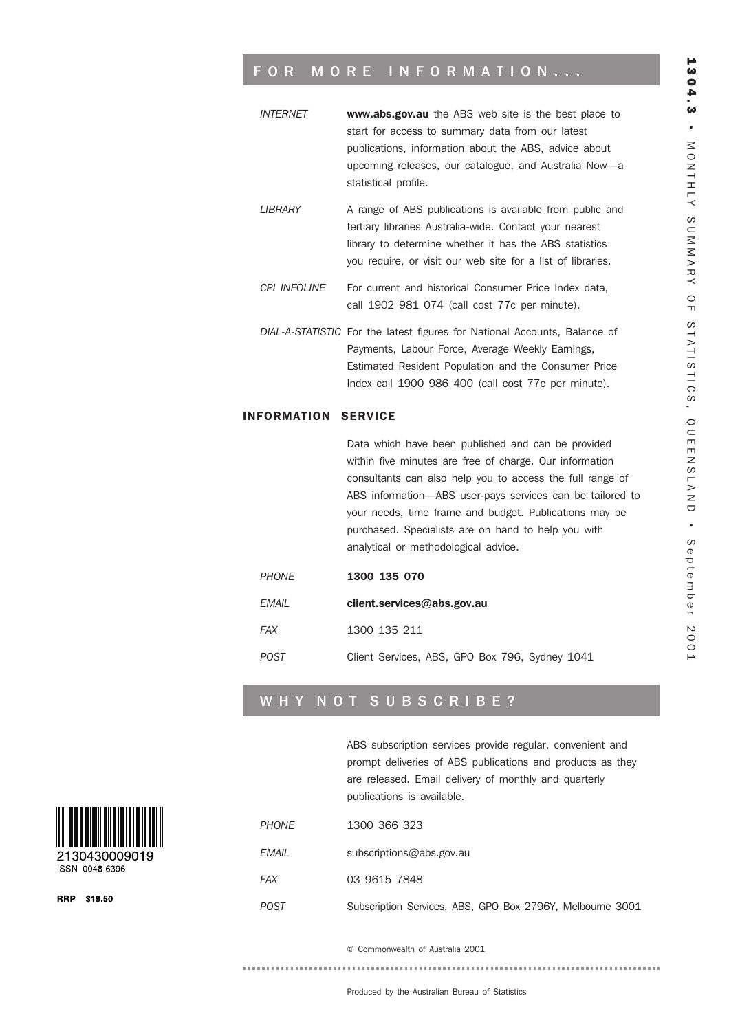## FOR MORE INFORMATION...

*INTERNET* **www.abs.gov.au** the ABS web site is the best place to start for access to summary data from our latest publications, information about the ABS, advice about upcoming releases, our catalogue, and Australia Now—a statistical profile.

*LIBRARY* A range of ABS publications is available from public and tertiary libraries Australia-wide. Contact your nearest library to determine whether it has the ABS statistics you require, or visit our web site for a list of libraries.

*CPI INFOLINE* For current and historical Consumer Price Index data, call 1902 981 074 (call cost 77c per minute).

*DIAL-A-STATISTIC* For the latest figures for National Accounts, Balance of Payments, Labour Force, Average Weekly Earnings, Estimated Resident Population and the Consumer Price Index call 1900 986 400 (call cost 77c per minute).

### INFORMATION SERVICE

Data which have been published and can be provided within five minutes are free of charge. Our information consultants can also help you to access the full range of ABS information—ABS user-pays services can be tailored to your needs, time frame and budget. Publications may be purchased. Specialists are on hand to help you with analytical or methodological advice.

*PHONE* **1300 135 070**

*EMAIL* **client.services@abs.gov.au**

*FAX* 1300 135 211

*POST* Client Services, ABS, GPO Box 796, Sydney 1041

## WHY NOT SUBSCRIBE?

ABS subscription services provide regular, convenient and prompt deliveries of ABS publications and products as they are released. Email delivery of monthly and quarterly publications is available.

*PHONE* 1300 366 323

*EMAIL* subscriptions@abs.gov.au

*FAX* 03 9615 7848

*POST* Subscription Services, ABS, GPO Box 2796Y, Melbourne 3001

2130430009019

ISSN 0048-6396

**RRP $19.50**

© Commonwealth of Australia 2001

Produced by the Australian Bureau of Statistics